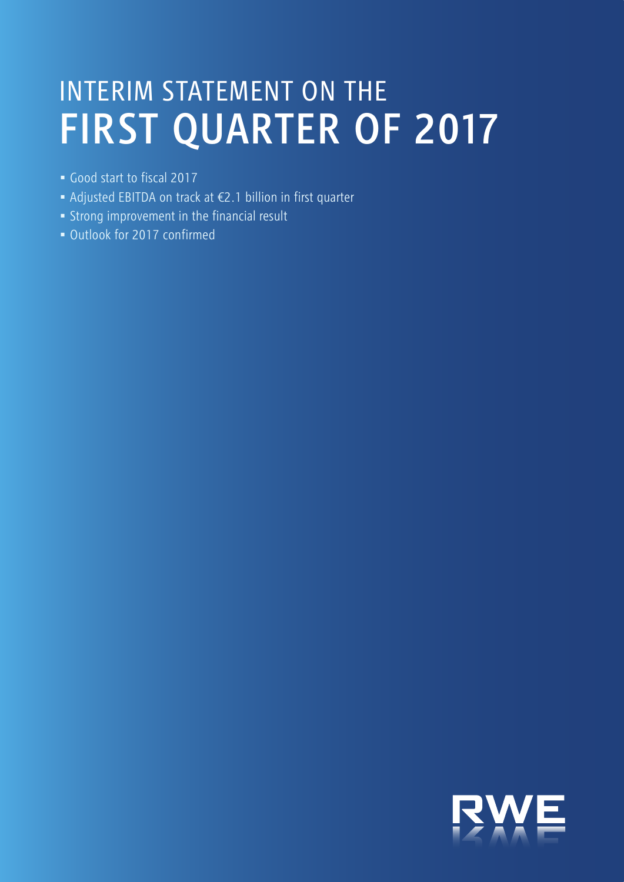# INTERIM STATEMENT ON THE FIRST QUARTER OF 2017

- Good start to fiscal 2017
- Adjusted EBITDA on track at €2.1 billion in first quarter
- Strong improvement in the financial result
- Outlook for 2017 confirmed

RWE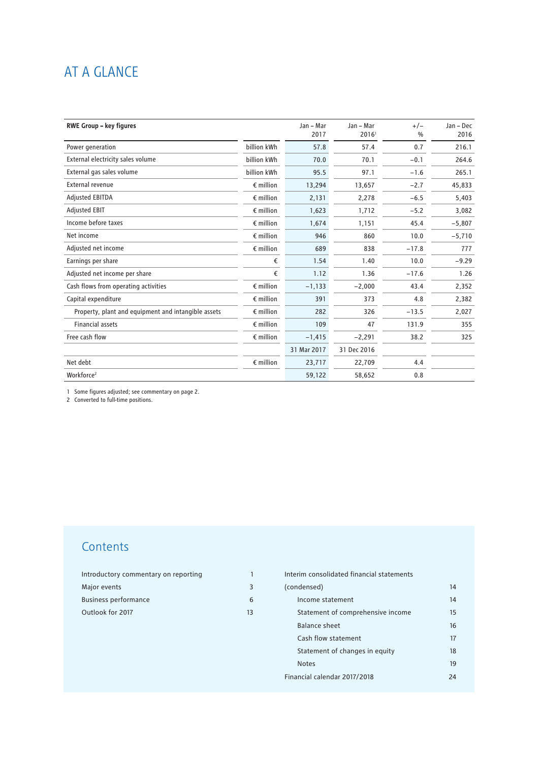# AT A GLANCE

| RWE Group – key figures | | Jan – Mar 2017 | Jan – Mar 2016[1] | +/– % | Jan – Dec 2016 |
|---|---|---|---|---|---|
| Power generation | billion kWh | 57.8 | 57.4 | 0.7 | 216.1 |
| External electricity sales volume | billion kWh | 70.0 | 70.1 | –0.1 | 264.6 |
| External gas sales volume | billion kWh | 95.5 | 97.1 | –1.6 | 265.1 |
| External revenue | € million | 13,294 | 13,657 | –2.7 | 45,833 |
| Adjusted EBITDA | € million | 2,131 | 2,278 | –6.5 | 5,403 |
| Adjusted EBIT | € million | 1,623 | 1,712 | –5.2 | 3,082 |
| Income before taxes | € million | 1,674 | 1,151 | 45.4 | –5,807 |
| Net income | € million | 946 | 860 | 10.0 | –5,710 |
| Adjusted net income | € million | 689 | 838 | –17.8 | 777 |
| Earnings per share | € | 1.54 | 1.40 | 10.0 | –9.29 |
| Adjusted net income per share | € | 1.12 | 1.36 | –17.6 | 1.26 |
| Cash flows from operating activities | € million | –1,133 | –2,000 | 43.4 | 2,352 |
| Capital expenditure | € million | 391 | 373 | 4.8 | 2,382 |
| Property, plant and equipment and intangible assets | € million | 282 | 326 | –13.5 | 2,027 |
| Financial assets | € million | 109 | 47 | 131.9 | 355 |
| Free cash flow | € million | –1,415 | –2,291 | 38.2 | 325 |
| | | 31 Mar 2017 | 31 Dec 2016 | | |
| Net debt | € million | 23,717 | 22,709 | 4.4 | |
| Workforce[2] | | 59,122 | 58,652 | 0.8 | |

1 Some figures adjusted; see commentary on page 2.
2 Converted to full-time positions.

## Contents

- Introductory commentary on reporting 1
- Major events 3
- Business performance 6
- Outlook for 2017 13
- Interim consolidated financial statements (condensed) 14
  - Income statement 14
  - Statement of comprehensive income 15
  - Balance sheet 16
  - Cash flow statement 17
  - Statement of changes in equity 18
  - Notes 19
- Financial calendar 2017/2018 24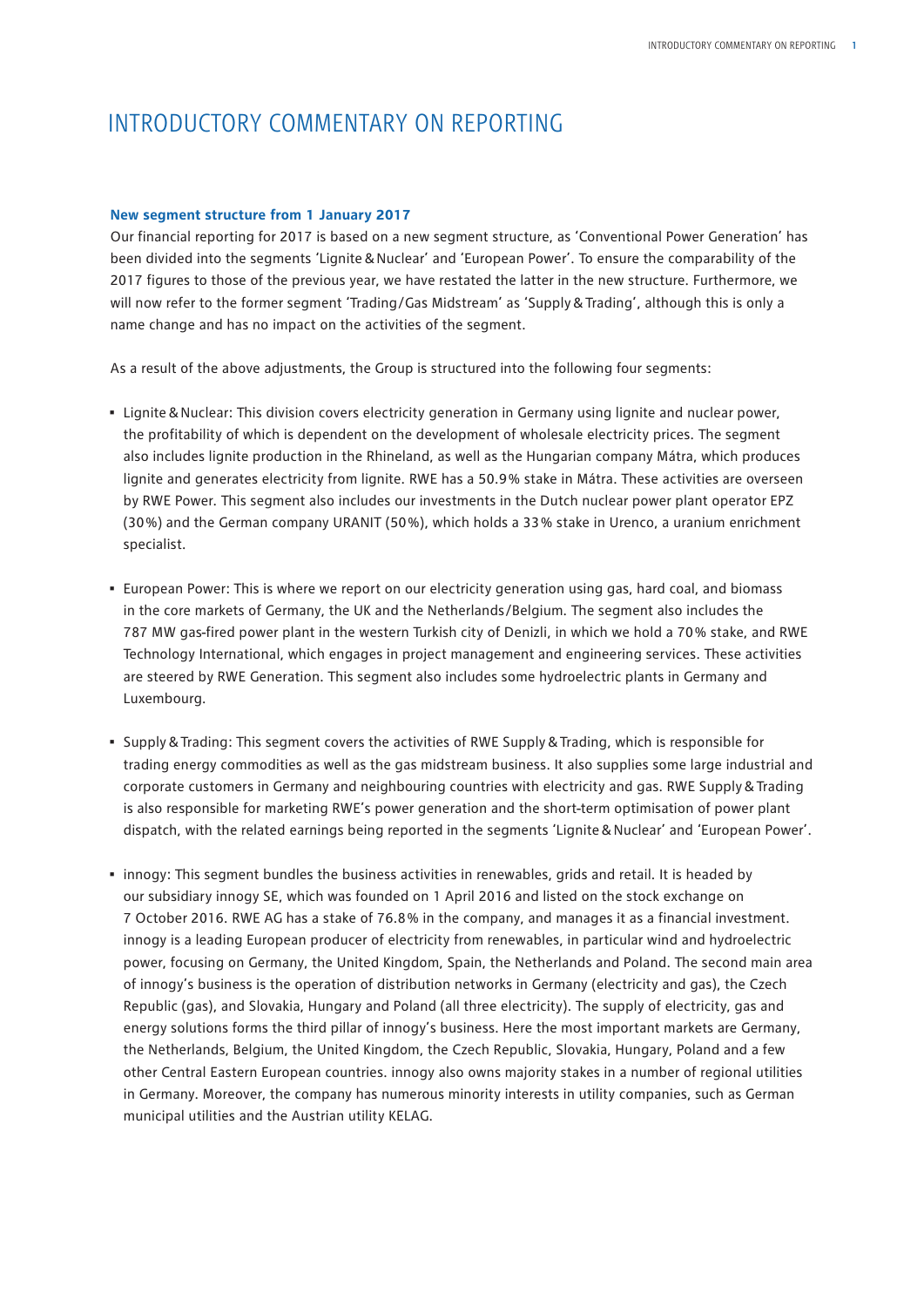# INTRODUCTORY COMMENTARY ON REPORTING

**New segment structure from 1 January 2017**

Our financial reporting for 2017 is based on a new segment structure, as 'Conventional Power Generation' has been divided into the segments 'Lignite & Nuclear' and 'European Power'. To ensure the comparability of the 2017 figures to those of the previous year, we have restated the latter in the new structure. Furthermore, we will now refer to the former segment 'Trading/Gas Midstream' as 'Supply & Trading', although this is only a name change and has no impact on the activities of the segment.

As a result of the above adjustments, the Group is structured into the following four segments:

- Lignite & Nuclear: This division covers electricity generation in Germany using lignite and nuclear power, the profitability of which is dependent on the development of wholesale electricity prices. The segment also includes lignite production in the Rhineland, as well as the Hungarian company Mátra, which produces lignite and generates electricity from lignite. RWE has a 50.9% stake in Mátra. These activities are overseen by RWE Power. This segment also includes our investments in the Dutch nuclear power plant operator EPZ (30%) and the German company URANIT (50%), which holds a 33% stake in Urenco, a uranium enrichment specialist.

- European Power: This is where we report on our electricity generation using gas, hard coal, and biomass in the core markets of Germany, the UK and the Netherlands/Belgium. The segment also includes the 787 MW gas-fired power plant in the western Turkish city of Denizli, in which we hold a 70% stake, and RWE Technology International, which engages in project management and engineering services. These activities are steered by RWE Generation. This segment also includes some hydroelectric plants in Germany and Luxembourg.

- Supply & Trading: This segment covers the activities of RWE Supply & Trading, which is responsible for trading energy commodities as well as the gas midstream business. It also supplies some large industrial and corporate customers in Germany and neighbouring countries with electricity and gas. RWE Supply & Trading is also responsible for marketing RWE's power generation and the short-term optimisation of power plant dispatch, with the related earnings being reported in the segments 'Lignite & Nuclear' and 'European Power'.

- innogy: This segment bundles the business activities in renewables, grids and retail. It is headed by our subsidiary innogy SE, which was founded on 1 April 2016 and listed on the stock exchange on 7 October 2016. RWE AG has a stake of 76.8% in the company, and manages it as a financial investment. innogy is a leading European producer of electricity from renewables, in particular wind and hydroelectric power, focusing on Germany, the United Kingdom, Spain, the Netherlands and Poland. The second main area of innogy's business is the operation of distribution networks in Germany (electricity and gas), the Czech Republic (gas), and Slovakia, Hungary and Poland (all three electricity). The supply of electricity, gas and energy solutions forms the third pillar of innogy's business. Here the most important markets are Germany, the Netherlands, Belgium, the United Kingdom, the Czech Republic, Slovakia, Hungary, Poland and a few other Central Eastern European countries. innogy also owns majority stakes in a number of regional utilities in Germany. Moreover, the company has numerous minority interests in utility companies, such as German municipal utilities and the Austrian utility KELAG.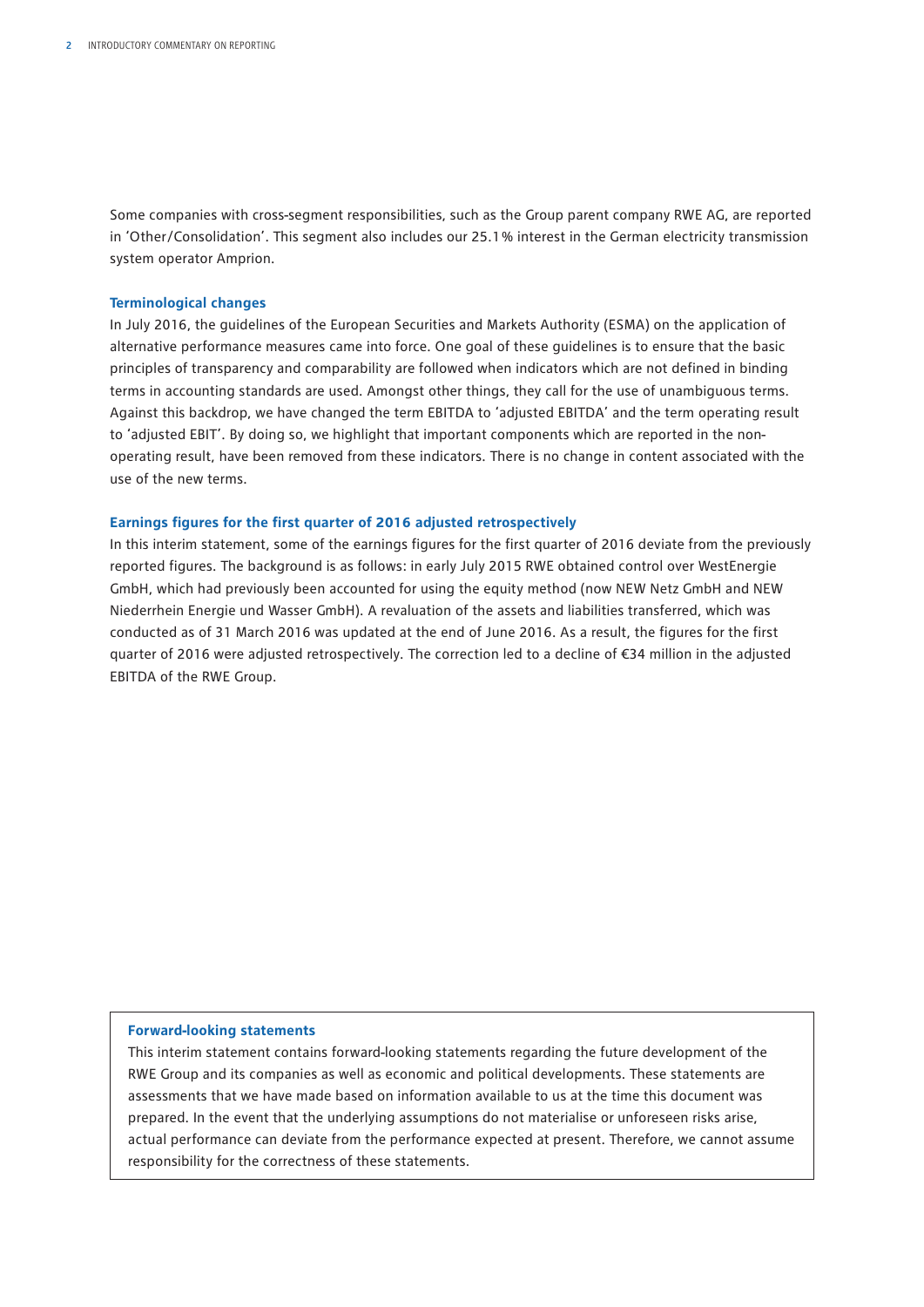Some companies with cross-segment responsibilities, such as the Group parent company RWE AG, are reported in 'Other/Consolidation'. This segment also includes our 25.1% interest in the German electricity transmission system operator Amprion.

### Terminological changes

In July 2016, the guidelines of the European Securities and Markets Authority (ESMA) on the application of alternative performance measures came into force. One goal of these guidelines is to ensure that the basic principles of transparency and comparability are followed when indicators which are not defined in binding terms in accounting standards are used. Amongst other things, they call for the use of unambiguous terms. Against this backdrop, we have changed the term EBITDA to 'adjusted EBITDA' and the term operating result to 'adjusted EBIT'. By doing so, we highlight that important components which are reported in the non-operating result, have been removed from these indicators. There is no change in content associated with the use of the new terms.

### Earnings figures for the first quarter of 2016 adjusted retrospectively

In this interim statement, some of the earnings figures for the first quarter of 2016 deviate from the previously reported figures. The background is as follows: in early July 2015 RWE obtained control over WestEnergie GmbH, which had previously been accounted for using the equity method (now NEW Netz GmbH and NEW Niederrhein Energie und Wasser GmbH). A revaluation of the assets and liabilities transferred, which was conducted as of 31 March 2016 was updated at the end of June 2016. As a result, the figures for the first quarter of 2016 were adjusted retrospectively. The correction led to a decline of €34 million in the adjusted EBITDA of the RWE Group.

### Forward-looking statements

This interim statement contains forward-looking statements regarding the future development of the RWE Group and its companies as well as economic and political developments. These statements are assessments that we have made based on information available to us at the time this document was prepared. In the event that the underlying assumptions do not materialise or unforeseen risks arise, actual performance can deviate from the performance expected at present. Therefore, we cannot assume responsibility for the correctness of these statements.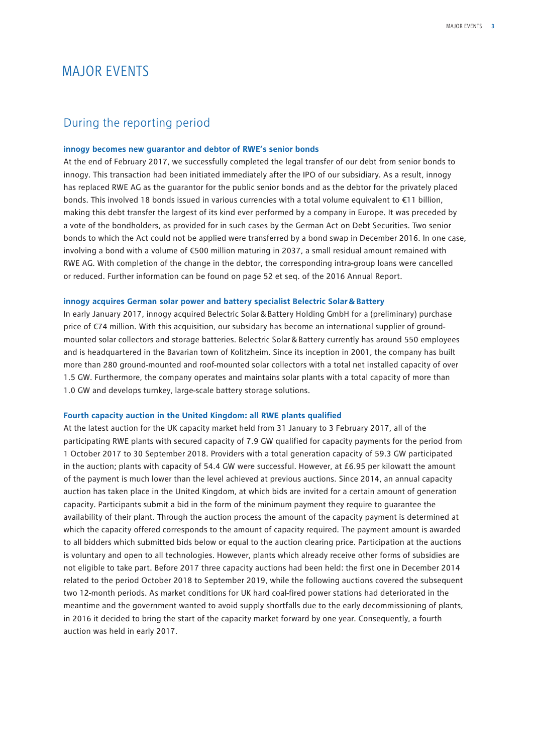# MAJOR EVENTS

## During the reporting period

**innogy becomes new guarantor and debtor of RWE's senior bonds**

At the end of February 2017, we successfully completed the legal transfer of our debt from senior bonds to innogy. This transaction had been initiated immediately after the IPO of our subsidiary. As a result, innogy has replaced RWE AG as the guarantor for the public senior bonds and as the debtor for the privately placed bonds. This involved 18 bonds issued in various currencies with a total volume equivalent to €11 billion, making this debt transfer the largest of its kind ever performed by a company in Europe. It was preceded by a vote of the bondholders, as provided for in such cases by the German Act on Debt Securities. Two senior bonds to which the Act could not be applied were transferred by a bond swap in December 2016. In one case, involving a bond with a volume of €500 million maturing in 2037, a small residual amount remained with RWE AG. With completion of the change in the debtor, the corresponding intra-group loans were cancelled or reduced. Further information can be found on page 52 et seq. of the 2016 Annual Report.

**innogy acquires German solar power and battery specialist Belectric Solar & Battery**

In early January 2017, innogy acquired Belectric Solar & Battery Holding GmbH for a (preliminary) purchase price of €74 million. With this acquisition, our subsidary has become an international supplier of ground-mounted solar collectors and storage batteries. Belectric Solar & Battery currently has around 550 employees and is headquartered in the Bavarian town of Kolitzheim. Since its inception in 2001, the company has built more than 280 ground-mounted and roof-mounted solar collectors with a total net installed capacity of over 1.5 GW. Furthermore, the company operates and maintains solar plants with a total capacity of more than 1.0 GW and develops turnkey, large-scale battery storage solutions.

**Fourth capacity auction in the United Kingdom: all RWE plants qualified**

At the latest auction for the UK capacity market held from 31 January to 3 February 2017, all of the participating RWE plants with secured capacity of 7.9 GW qualified for capacity payments for the period from 1 October 2017 to 30 September 2018. Providers with a total generation capacity of 59.3 GW participated in the auction; plants with capacity of 54.4 GW were successful. However, at £6.95 per kilowatt the amount of the payment is much lower than the level achieved at previous auctions. Since 2014, an annual capacity auction has taken place in the United Kingdom, at which bids are invited for a certain amount of generation capacity. Participants submit a bid in the form of the minimum payment they require to guarantee the availability of their plant. Through the auction process the amount of the capacity payment is determined at which the capacity offered corresponds to the amount of capacity required. The payment amount is awarded to all bidders which submitted bids below or equal to the auction clearing price. Participation at the auctions is voluntary and open to all technologies. However, plants which already receive other forms of subsidies are not eligible to take part. Before 2017 three capacity auctions had been held: the first one in December 2014 related to the period October 2018 to September 2019, while the following auctions covered the subsequent two 12-month periods. As market conditions for UK hard coal-fired power stations had deteriorated in the meantime and the government wanted to avoid supply shortfalls due to the early decommissioning of plants, in 2016 it decided to bring the start of the capacity market forward by one year. Consequently, a fourth auction was held in early 2017.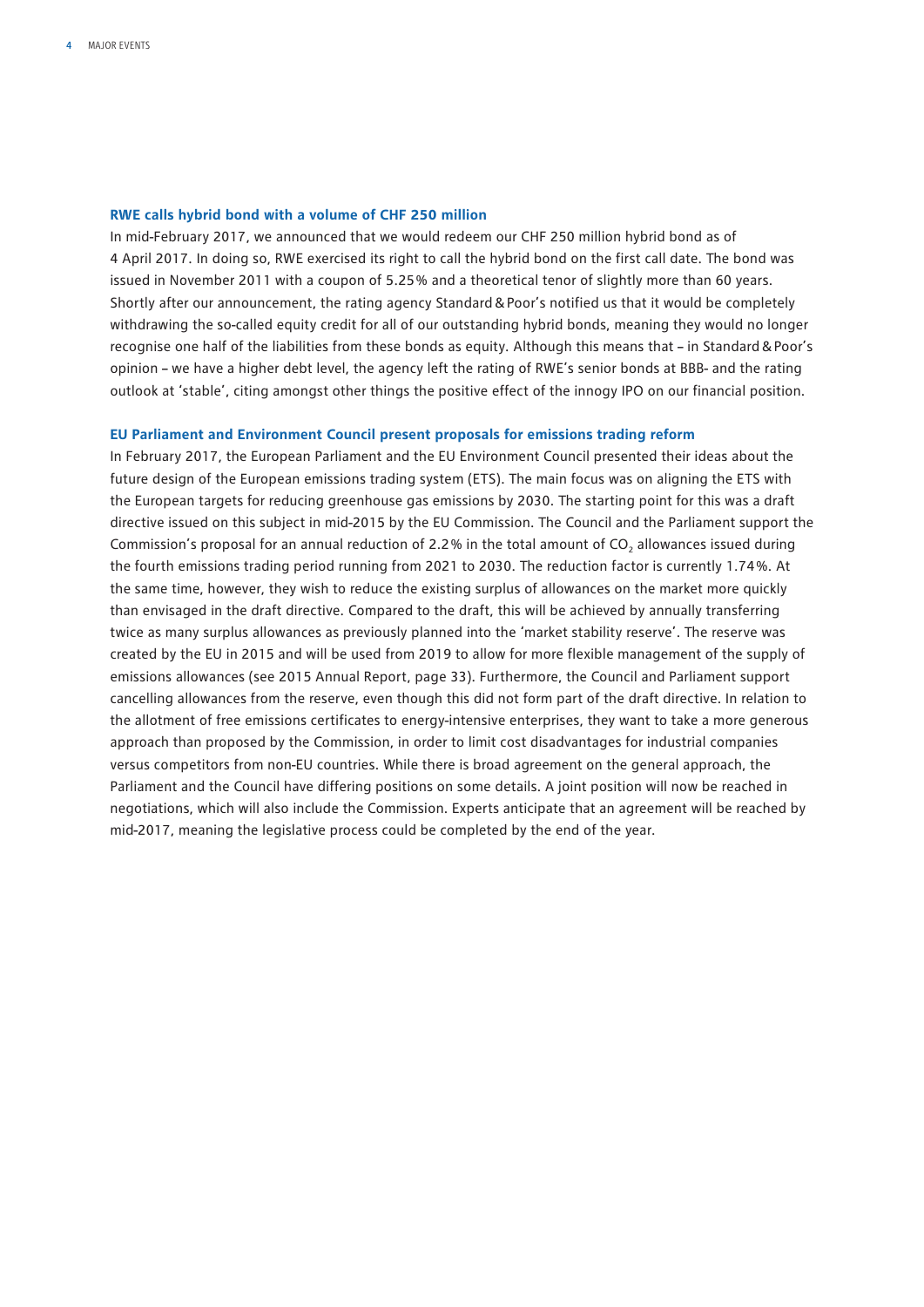### RWE calls hybrid bond with a volume of CHF 250 million

In mid-February 2017, we announced that we would redeem our CHF 250 million hybrid bond as of 4 April 2017. In doing so, RWE exercised its right to call the hybrid bond on the first call date. The bond was issued in November 2011 with a coupon of 5.25% and a theoretical tenor of slightly more than 60 years. Shortly after our announcement, the rating agency Standard & Poor's notified us that it would be completely withdrawing the so-called equity credit for all of our outstanding hybrid bonds, meaning they would no longer recognise one half of the liabilities from these bonds as equity. Although this means that – in Standard & Poor's opinion – we have a higher debt level, the agency left the rating of RWE's senior bonds at BBB- and the rating outlook at 'stable', citing amongst other things the positive effect of the innogy IPO on our financial position.

### EU Parliament and Environment Council present proposals for emissions trading reform

In February 2017, the European Parliament and the EU Environment Council presented their ideas about the future design of the European emissions trading system (ETS). The main focus was on aligning the ETS with the European targets for reducing greenhouse gas emissions by 2030. The starting point for this was a draft directive issued on this subject in mid-2015 by the EU Commission. The Council and the Parliament support the Commission's proposal for an annual reduction of 2.2% in the total amount of $CO_2$ allowances issued during the fourth emissions trading period running from 2021 to 2030. The reduction factor is currently 1.74%. At the same time, however, they wish to reduce the existing surplus of allowances on the market more quickly than envisaged in the draft directive. Compared to the draft, this will be achieved by annually transferring twice as many surplus allowances as previously planned into the 'market stability reserve'. The reserve was created by the EU in 2015 and will be used from 2019 to allow for more flexible management of the supply of emissions allowances (see 2015 Annual Report, page 33). Furthermore, the Council and Parliament support cancelling allowances from the reserve, even though this did not form part of the draft directive. In relation to the allotment of free emissions certificates to energy-intensive enterprises, they want to take a more generous approach than proposed by the Commission, in order to limit cost disadvantages for industrial companies versus competitors from non-EU countries. While there is broad agreement on the general approach, the Parliament and the Council have differing positions on some details. A joint position will now be reached in negotiations, which will also include the Commission. Experts anticipate that an agreement will be reached by mid-2017, meaning the legislative process could be completed by the end of the year.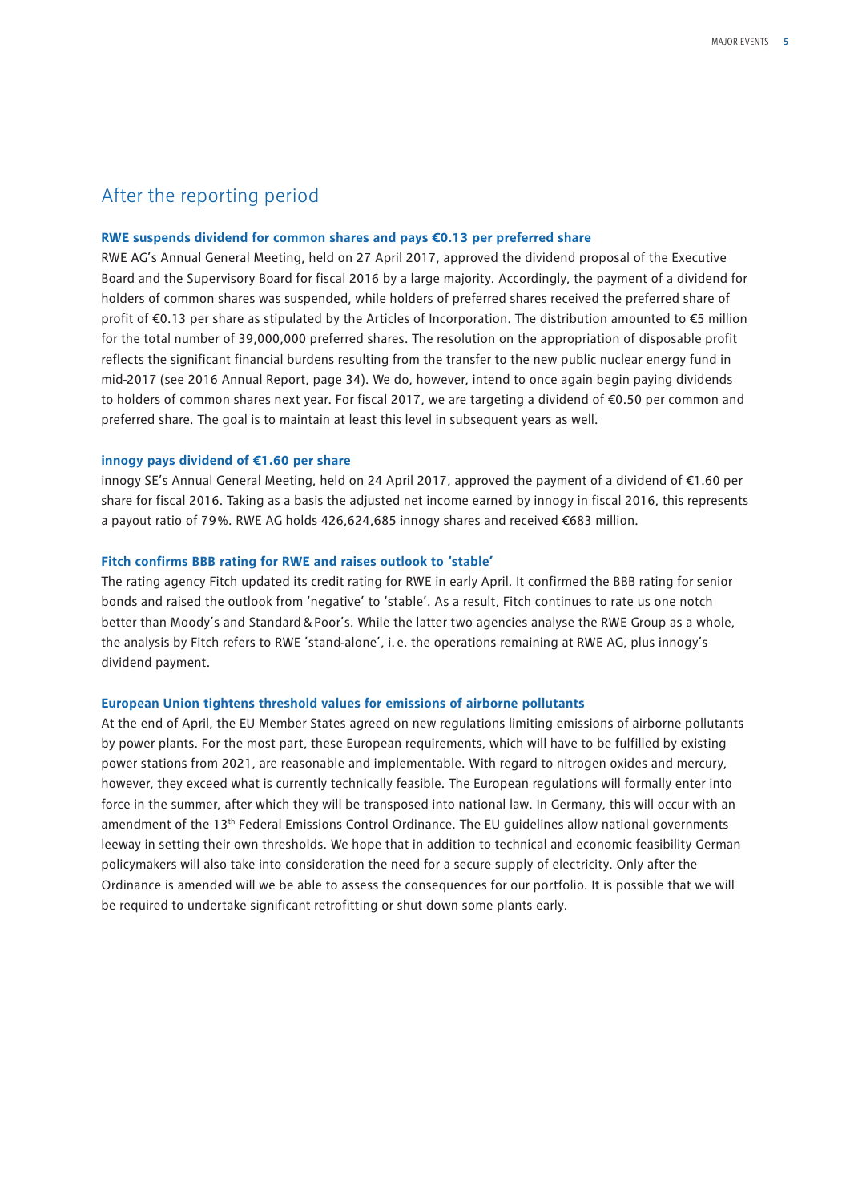## After the reporting period

### RWE suspends dividend for common shares and pays €0.13 per preferred share

RWE AG's Annual General Meeting, held on 27 April 2017, approved the dividend proposal of the Executive Board and the Supervisory Board for fiscal 2016 by a large majority. Accordingly, the payment of a dividend for holders of common shares was suspended, while holders of preferred shares received the preferred share of profit of €0.13 per share as stipulated by the Articles of Incorporation. The distribution amounted to €5 million for the total number of 39,000,000 preferred shares. The resolution on the appropriation of disposable profit reflects the significant financial burdens resulting from the transfer to the new public nuclear energy fund in mid-2017 (see 2016 Annual Report, page 34). We do, however, intend to once again begin paying dividends to holders of common shares next year. For fiscal 2017, we are targeting a dividend of €0.50 per common and preferred share. The goal is to maintain at least this level in subsequent years as well.

### innogy pays dividend of €1.60 per share

innogy SE's Annual General Meeting, held on 24 April 2017, approved the payment of a dividend of €1.60 per share for fiscal 2016. Taking as a basis the adjusted net income earned by innogy in fiscal 2016, this represents a payout ratio of 79%. RWE AG holds 426,624,685 innogy shares and received €683 million.

### Fitch confirms BBB rating for RWE and raises outlook to 'stable'

The rating agency Fitch updated its credit rating for RWE in early April. It confirmed the BBB rating for senior bonds and raised the outlook from 'negative' to 'stable'. As a result, Fitch continues to rate us one notch better than Moody's and Standard & Poor's. While the latter two agencies analyse the RWE Group as a whole, the analysis by Fitch refers to RWE 'stand-alone', i.e. the operations remaining at RWE AG, plus innogy's dividend payment.

### European Union tightens threshold values for emissions of airborne pollutants

At the end of April, the EU Member States agreed on new regulations limiting emissions of airborne pollutants by power plants. For the most part, these European requirements, which will have to be fulfilled by existing power stations from 2021, are reasonable and implementable. With regard to nitrogen oxides and mercury, however, they exceed what is currently technically feasible. The European regulations will formally enter into force in the summer, after which they will be transposed into national law. In Germany, this will occur with an amendment of the 13th Federal Emissions Control Ordinance. The EU guidelines allow national governments leeway in setting their own thresholds. We hope that in addition to technical and economic feasibility German policymakers will also take into consideration the need for a secure supply of electricity. Only after the Ordinance is amended will we be able to assess the consequences for our portfolio. It is possible that we will be required to undertake significant retrofitting or shut down some plants early.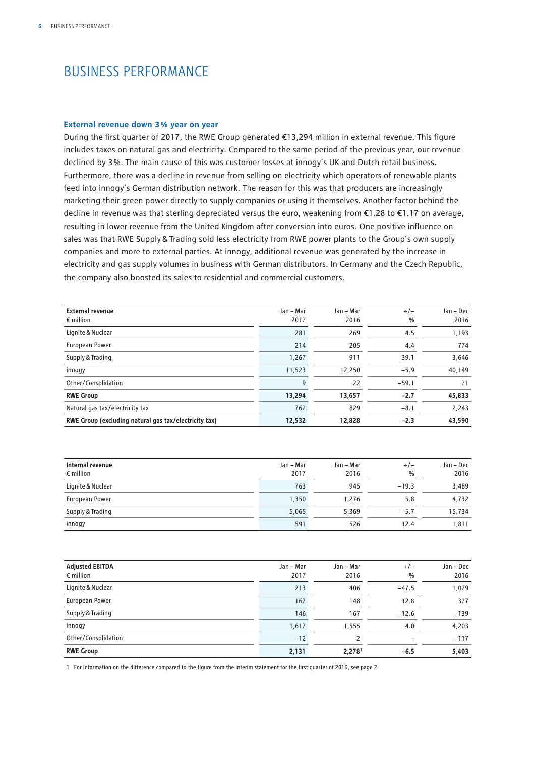# BUSINESS PERFORMANCE

### External revenue down 3% year on year

During the first quarter of 2017, the RWE Group generated €13,294 million in external revenue. This figure includes taxes on natural gas and electricity. Compared to the same period of the previous year, our revenue declined by 3%. The main cause of this was customer losses at innogy's UK and Dutch retail business. Furthermore, there was a decline in revenue from selling on electricity which operators of renewable plants feed into innogy's German distribution network. The reason for this was that producers are increasingly marketing their green power directly to supply companies or using it themselves. Another factor behind the decline in revenue was that sterling depreciated versus the euro, weakening from €1.28 to €1.17 on average, resulting in lower revenue from the United Kingdom after conversion into euros. One positive influence on sales was that RWE Supply & Trading sold less electricity from RWE power plants to the Group's own supply companies and more to external parties. At innogy, additional revenue was generated by the increase in electricity and gas supply volumes in business with German distributors. In Germany and the Czech Republic, the company also boosted its sales to residential and commercial customers.

| **External revenue**<br>€ million | Jan – Mar<br>2017 | Jan – Mar<br>2016 | +/–<br>% | Jan – Dec<br>2016 |
|---|---|---|---|---|
| Lignite & Nuclear | 281 | 269 | 4.5 | 1,193 |
| European Power | 214 | 205 | 4.4 | 774 |
| Supply & Trading | 1,267 | 911 | 39.1 | 3,646 |
| innogy | 11,523 | 12,250 | −5.9 | 40,149 |
| Other/Consolidation | 9 | 22 | −59.1 | 71 |
| **RWE Group** | **13,294** | **13,657** | **−2.7** | **45,833** |
| Natural gas tax/electricity tax | 762 | 829 | −8.1 | 2,243 |
| **RWE Group (excluding natural gas tax/electricity tax)** | **12,532** | **12,828** | **−2.3** | **43,590** |

| **Internal revenue**<br>€ million | Jan – Mar<br>2017 | Jan – Mar<br>2016 | +/–<br>% | Jan – Dec<br>2016 |
|---|---|---|---|---|
| Lignite & Nuclear | 763 | 945 | −19.3 | 3,489 |
| European Power | 1,350 | 1,276 | 5.8 | 4,732 |
| Supply & Trading | 5,065 | 5,369 | −5.7 | 15,734 |
| innogy | 591 | 526 | 12.4 | 1,811 |

| **Adjusted EBITDA**<br>€ million | Jan – Mar<br>2017 | Jan – Mar<br>2016 | +/–<br>% | Jan – Dec<br>2016 |
|---|---|---|---|---|
| Lignite & Nuclear | 213 | 406 | −47.5 | 1,079 |
| European Power | 167 | 148 | 12.8 | 377 |
| Supply & Trading | 146 | 167 | −12.6 | −139 |
| innogy | 1,617 | 1,555 | 4.0 | 4,203 |
| Other/Consolidation | −12 | 2 | – | −117 |
| **RWE Group** | **2,131** | **2,278**[1] | **−6.5** | **5,403** |

1 For information on the difference compared to the figure from the interim statement for the first quarter of 2016, see page 2.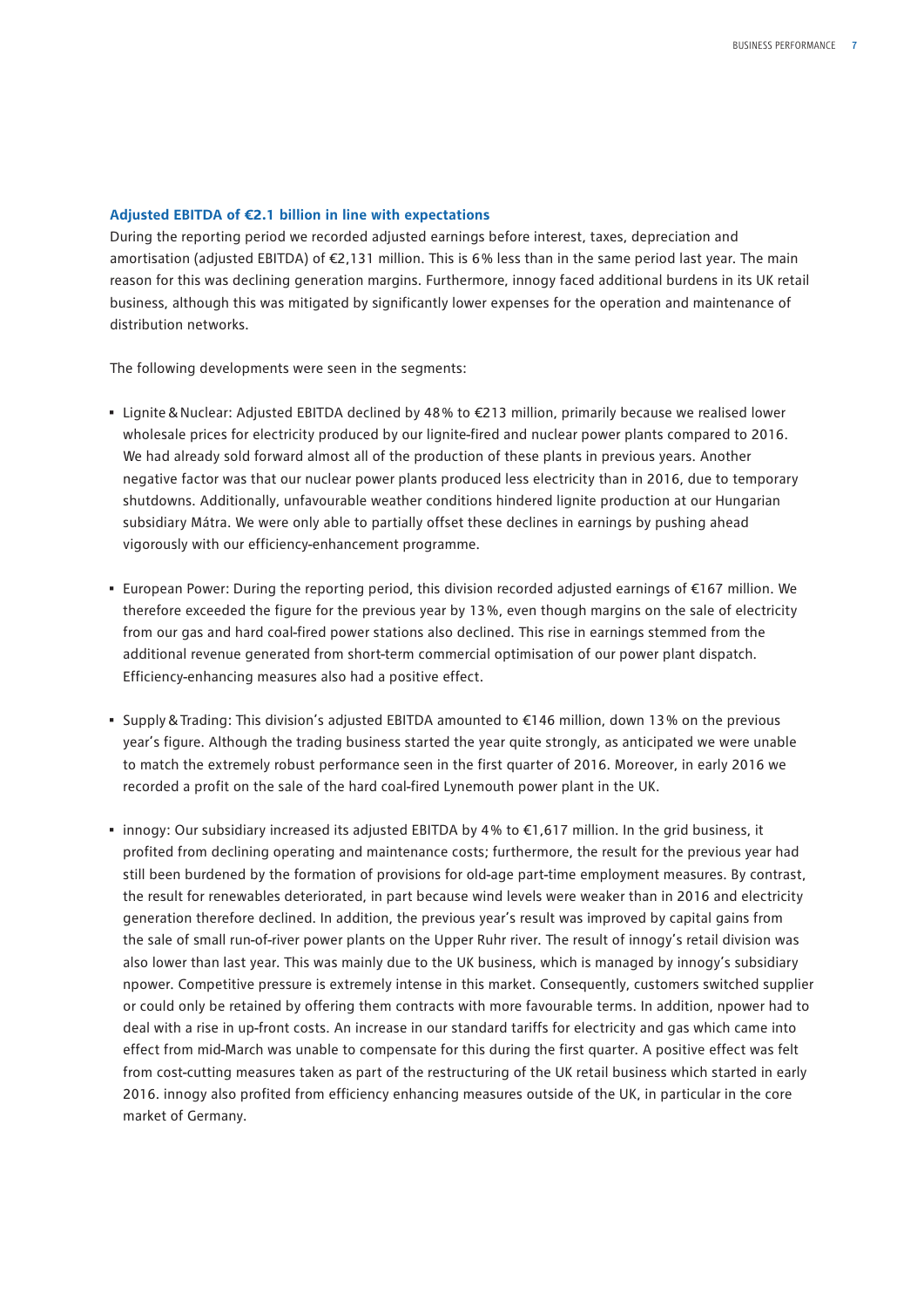### Adjusted EBITDA of €2.1 billion in line with expectations

During the reporting period we recorded adjusted earnings before interest, taxes, depreciation and amortisation (adjusted EBITDA) of €2,131 million. This is 6% less than in the same period last year. The main reason for this was declining generation margins. Furthermore, innogy faced additional burdens in its UK retail business, although this was mitigated by significantly lower expenses for the operation and maintenance of distribution networks.

The following developments were seen in the segments:

- Lignite & Nuclear: Adjusted EBITDA declined by 48% to €213 million, primarily because we realised lower wholesale prices for electricity produced by our lignite-fired and nuclear power plants compared to 2016. We had already sold forward almost all of the production of these plants in previous years. Another negative factor was that our nuclear power plants produced less electricity than in 2016, due to temporary shutdowns. Additionally, unfavourable weather conditions hindered lignite production at our Hungarian subsidiary Mátra. We were only able to partially offset these declines in earnings by pushing ahead vigorously with our efficiency-enhancement programme.

- European Power: During the reporting period, this division recorded adjusted earnings of €167 million. We therefore exceeded the figure for the previous year by 13%, even though margins on the sale of electricity from our gas and hard coal-fired power stations also declined. This rise in earnings stemmed from the additional revenue generated from short-term commercial optimisation of our power plant dispatch. Efficiency-enhancing measures also had a positive effect.

- Supply & Trading: This division's adjusted EBITDA amounted to €146 million, down 13% on the previous year's figure. Although the trading business started the year quite strongly, as anticipated we were unable to match the extremely robust performance seen in the first quarter of 2016. Moreover, in early 2016 we recorded a profit on the sale of the hard coal-fired Lynemouth power plant in the UK.

- innogy: Our subsidiary increased its adjusted EBITDA by 4% to €1,617 million. In the grid business, it profited from declining operating and maintenance costs; furthermore, the result for the previous year had still been burdened by the formation of provisions for old-age part-time employment measures. By contrast, the result for renewables deteriorated, in part because wind levels were weaker than in 2016 and electricity generation therefore declined. In addition, the previous year's result was improved by capital gains from the sale of small run-of-river power plants on the Upper Ruhr river. The result of innogy's retail division was also lower than last year. This was mainly due to the UK business, which is managed by innogy's subsidiary npower. Competitive pressure is extremely intense in this market. Consequently, customers switched supplier or could only be retained by offering them contracts with more favourable terms. In addition, npower had to deal with a rise in up-front costs. An increase in our standard tariffs for electricity and gas which came into effect from mid-March was unable to compensate for this during the first quarter. A positive effect was felt from cost-cutting measures taken as part of the restructuring of the UK retail business which started in early 2016. innogy also profited from efficiency enhancing measures outside of the UK, in particular in the core market of Germany.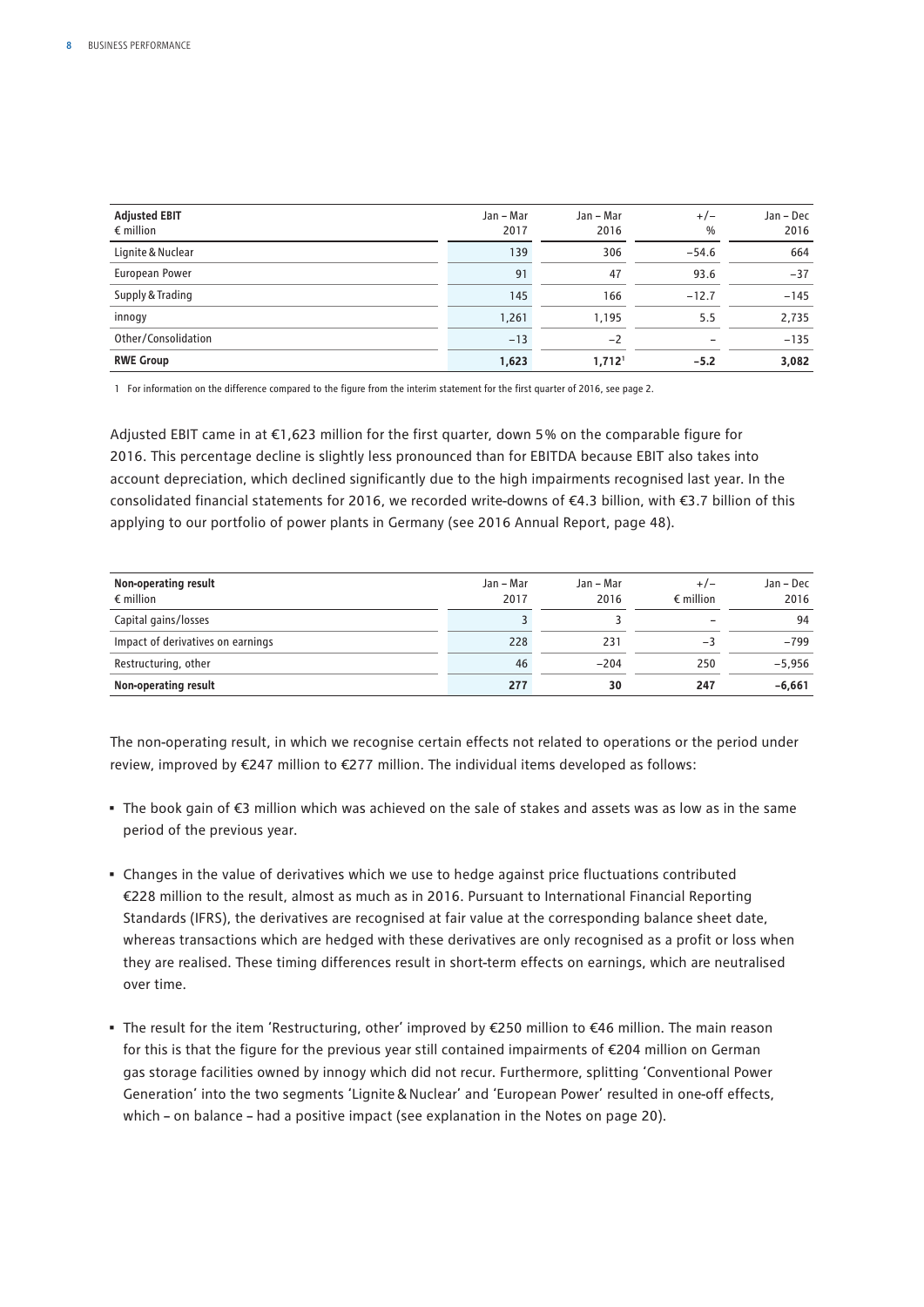| **Adjusted EBIT**<br>€ million | Jan – Mar<br>2017 | Jan – Mar<br>2016 | +/–<br>% | Jan – Dec<br>2016 |
|---|---|---|---|---|
| Lignite & Nuclear | 139 | 306 | −54.6 | 664 |
| European Power | 91 | 47 | 93.6 | −37 |
| Supply & Trading | 145 | 166 | −12.7 | −145 |
| innogy | 1,261 | 1,195 | 5.5 | 2,735 |
| Other/Consolidation | −13 | −2 | – | −135 |
| **RWE Group** | **1,623** | **1,712**[1] | **−5.2** | **3,082** |

1 For information on the difference compared to the figure from the interim statement for the first quarter of 2016, see page 2.

Adjusted EBIT came in at €1,623 million for the first quarter, down 5% on the comparable figure for 2016. This percentage decline is slightly less pronounced than for EBITDA because EBIT also takes into account depreciation, which declined significantly due to the high impairments recognised last year. In the consolidated financial statements for 2016, we recorded write-downs of €4.3 billion, with €3.7 billion of this applying to our portfolio of power plants in Germany (see 2016 Annual Report, page 48).

| **Non-operating result**<br>€ million | Jan – Mar<br>2017 | Jan – Mar<br>2016 | +/–<br>€ million | Jan – Dec<br>2016 |
|---|---|---|---|---|
| Capital gains/losses | 3 | 3 | – | 94 |
| Impact of derivatives on earnings | 228 | 231 | −3 | −799 |
| Restructuring, other | 46 | −204 | 250 | −5,956 |
| **Non-operating result** | **277** | **30** | **247** | **−6,661** |

The non-operating result, in which we recognise certain effects not related to operations or the period under review, improved by €247 million to €277 million. The individual items developed as follows:

- The book gain of €3 million which was achieved on the sale of stakes and assets was as low as in the same period of the previous year.
- Changes in the value of derivatives which we use to hedge against price fluctuations contributed €228 million to the result, almost as much as in 2016. Pursuant to International Financial Reporting Standards (IFRS), the derivatives are recognised at fair value at the corresponding balance sheet date, whereas transactions which are hedged with these derivatives are only recognised as a profit or loss when they are realised. These timing differences result in short-term effects on earnings, which are neutralised over time.
- The result for the item 'Restructuring, other' improved by €250 million to €46 million. The main reason for this is that the figure for the previous year still contained impairments of €204 million on German gas storage facilities owned by innogy which did not recur. Furthermore, splitting 'Conventional Power Generation' into the two segments 'Lignite & Nuclear' and 'European Power' resulted in one-off effects, which – on balance – had a positive impact (see explanation in the Notes on page 20).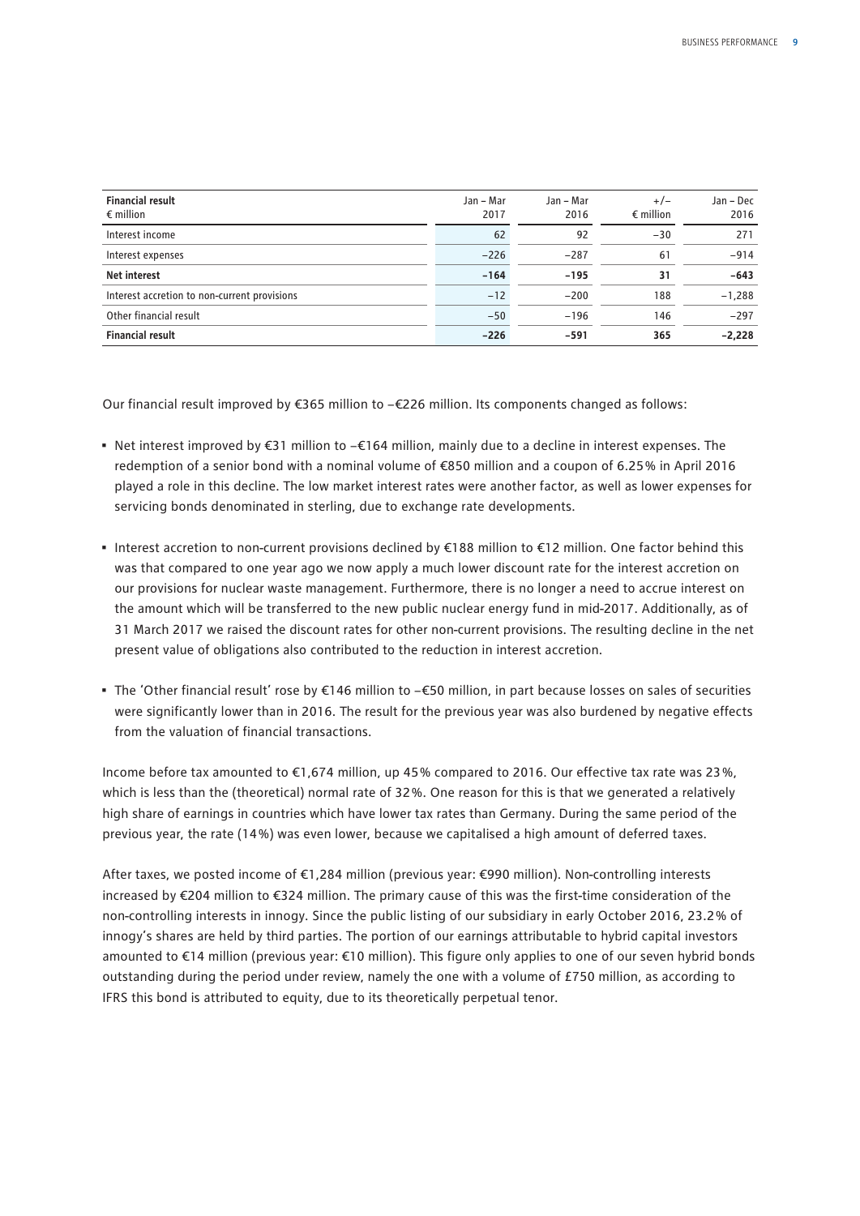| **Financial result**<br>€ million | Jan – Mar 2017 | Jan – Mar 2016 | +/–<br>€ million | Jan – Dec 2016 |
|---|---|---|---|---|
| Interest income | 62 | 92 | –30 | 271 |
| Interest expenses | –226 | –287 | 61 | –914 |
| **Net interest** | **–164** | **–195** | **31** | **–643** |
| Interest accretion to non-current provisions | –12 | –200 | 188 | –1,288 |
| Other financial result | –50 | –196 | 146 | –297 |
| **Financial result** | **–226** | **–591** | **365** | **–2,228** |

Our financial result improved by €365 million to –€226 million. Its components changed as follows:

- Net interest improved by €31 million to –€164 million, mainly due to a decline in interest expenses. The redemption of a senior bond with a nominal volume of €850 million and a coupon of 6.25% in April 2016 played a role in this decline. The low market interest rates were another factor, as well as lower expenses for servicing bonds denominated in sterling, due to exchange rate developments.

- Interest accretion to non-current provisions declined by €188 million to €12 million. One factor behind this was that compared to one year ago we now apply a much lower discount rate for the interest accretion on our provisions for nuclear waste management. Furthermore, there is no longer a need to accrue interest on the amount which will be transferred to the new public nuclear energy fund in mid-2017. Additionally, as of 31 March 2017 we raised the discount rates for other non-current provisions. The resulting decline in the net present value of obligations also contributed to the reduction in interest accretion.

- The 'Other financial result' rose by €146 million to –€50 million, in part because losses on sales of securities were significantly lower than in 2016. The result for the previous year was also burdened by negative effects from the valuation of financial transactions.

Income before tax amounted to €1,674 million, up 45% compared to 2016. Our effective tax rate was 23%, which is less than the (theoretical) normal rate of 32%. One reason for this is that we generated a relatively high share of earnings in countries which have lower tax rates than Germany. During the same period of the previous year, the rate (14%) was even lower, because we capitalised a high amount of deferred taxes.

After taxes, we posted income of €1,284 million (previous year: €990 million). Non-controlling interests increased by €204 million to €324 million. The primary cause of this was the first-time consideration of the non-controlling interests in innogy. Since the public listing of our subsidiary in early October 2016, 23.2% of innogy's shares are held by third parties. The portion of our earnings attributable to hybrid capital investors amounted to €14 million (previous year: €10 million). This figure only applies to one of our seven hybrid bonds outstanding during the period under review, namely the one with a volume of £750 million, as according to IFRS this bond is attributed to equity, due to its theoretically perpetual tenor.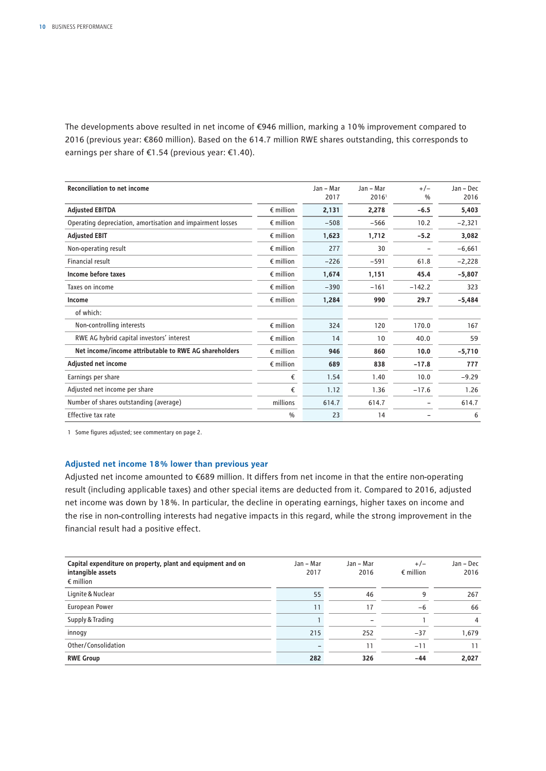The developments above resulted in net income of €946 million, marking a 10% improvement compared to 2016 (previous year: €860 million). Based on the 614.7 million RWE shares outstanding, this corresponds to earnings per share of €1.54 (previous year: €1.40).

| Reconciliation to net income | | Jan – Mar 2017 | Jan – Mar 2016[1] | +/– % | Jan – Dec 2016 |
|---|---|---|---|---|---|
| **Adjusted EBITDA** | € million | **2,131** | **2,278** | **–6.5** | **5,403** |
| Operating depreciation, amortisation and impairment losses | € million | –508 | –566 | 10.2 | –2,321 |
| **Adjusted EBIT** | € million | **1,623** | **1,712** | **–5.2** | **3,082** |
| Non-operating result | € million | 277 | 30 | – | –6,661 |
| Financial result | € million | –226 | –591 | 61.8 | –2,228 |
| **Income before taxes** | € million | **1,674** | **1,151** | **45.4** | **–5,807** |
| Taxes on income | € million | –390 | –161 | –142.2 | 323 |
| **Income** | € million | **1,284** | **990** | **29.7** | **–5,484** |
| of which: | | | | | |
| Non-controlling interests | € million | 324 | 120 | 170.0 | 167 |
| RWE AG hybrid capital investors' interest | € million | 14 | 10 | 40.0 | 59 |
| **Net income/income attributable to RWE AG shareholders** | € million | **946** | **860** | **10.0** | **–5,710** |
| **Adjusted net income** | € million | **689** | **838** | **–17.8** | **777** |
| Earnings per share | € | 1.54 | 1.40 | 10.0 | –9.29 |
| Adjusted net income per share | € | 1.12 | 1.36 | –17.6 | 1.26 |
| Number of shares outstanding (average) | millions | 614.7 | 614.7 | – | 614.7 |
| Effective tax rate | % | 23 | 14 | – | 6 |

1 Some figures adjusted; see commentary on page 2.

### Adjusted net income 18% lower than previous year

Adjusted net income amounted to €689 million. It differs from net income in that the entire non-operating result (including applicable taxes) and other special items are deducted from it. Compared to 2016, adjusted net income was down by 18%. In particular, the decline in operating earnings, higher taxes on income and the rise in non-controlling interests had negative impacts in this regard, while the strong improvement in the financial result had a positive effect.

| Capital expenditure on property, plant and equipment and on intangible assets € million | Jan – Mar 2017 | Jan – Mar 2016 | +/– € million | Jan – Dec 2016 |
|---|---|---|---|---|
| Lignite & Nuclear | 55 | 46 | 9 | 267 |
| European Power | 11 | 17 | –6 | 66 |
| Supply & Trading | 1 | – | 1 | 4 |
| innogy | 215 | 252 | –37 | 1,679 |
| Other/Consolidation | – | 11 | –11 | 11 |
| **RWE Group** | **282** | **326** | **–44** | **2,027** |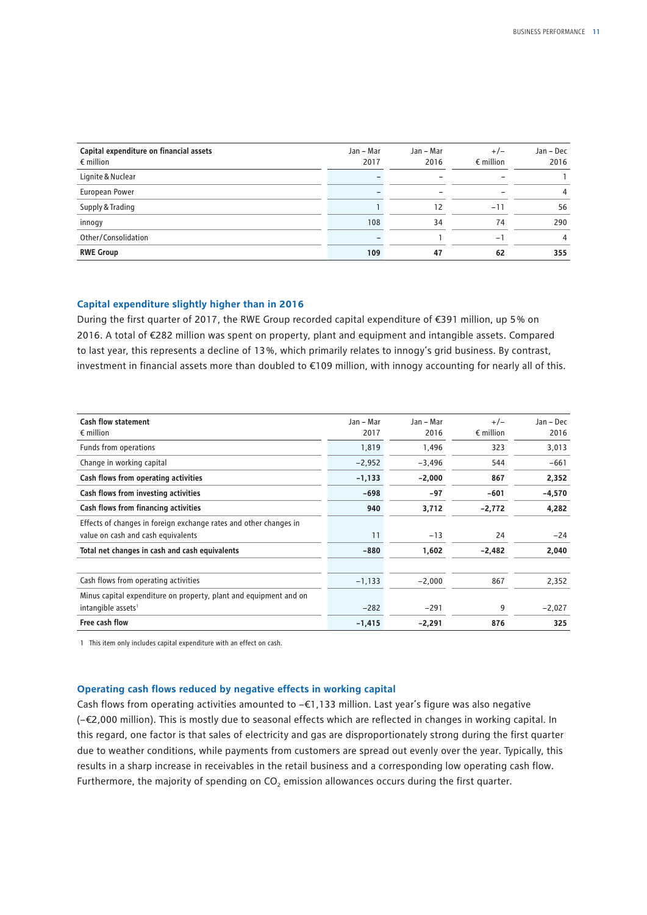| Capital expenditure on financial assets<br>€ million | Jan – Mar<br>2017 | Jan – Mar<br>2016 | +/–<br>€ million | Jan – Dec<br>2016 |
|---|---|---|---|---|
| Lignite & Nuclear | – | – | – | 1 |
| European Power | – | – | – | 4 |
| Supply & Trading | 1 | 12 | −11 | 56 |
| innogy | 108 | 34 | 74 | 290 |
| Other/Consolidation | – | 1 | −1 | 4 |
| **RWE Group** | **109** | **47** | **62** | **355** |

### Capital expenditure slightly higher than in 2016

During the first quarter of 2017, the RWE Group recorded capital expenditure of €391 million, up 5% on 2016. A total of €282 million was spent on property, plant and equipment and intangible assets. Compared to last year, this represents a decline of 13%, which primarily relates to innogy's grid business. By contrast, investment in financial assets more than doubled to €109 million, with innogy accounting for nearly all of this.

| Cash flow statement<br>€ million | Jan – Mar<br>2017 | Jan – Mar<br>2016 | +/–<br>€ million | Jan – Dec<br>2016 |
|---|---|---|---|---|
| Funds from operations | 1,819 | 1,496 | 323 | 3,013 |
| Change in working capital | −2,952 | −3,496 | 544 | −661 |
| **Cash flows from operating activities** | **−1,133** | **−2,000** | **867** | **2,352** |
| **Cash flows from investing activities** | **−698** | **−97** | **−601** | **−4,570** |
| **Cash flows from financing activities** | **940** | **3,712** | **−2,772** | **4,282** |
| Effects of changes in foreign exchange rates and other changes in value on cash and cash equivalents | 11 | −13 | 24 | −24 |
| **Total net changes in cash and cash equivalents** | **−880** | **1,602** | **−2,482** | **2,040** |
| | | | | |
| Cash flows from operating activities | −1,133 | −2,000 | 867 | 2,352 |
| Minus capital expenditure on property, plant and equipment and on intangible assets[1] | −282 | −291 | 9 | −2,027 |
| **Free cash flow** | **−1,415** | **−2,291** | **876** | **325** |

1 This item only includes capital expenditure with an effect on cash.

### Operating cash flows reduced by negative effects in working capital

Cash flows from operating activities amounted to −€1,133 million. Last year's figure was also negative (−€2,000 million). This is mostly due to seasonal effects which are reflected in changes in working capital. In this regard, one factor is that sales of electricity and gas are disproportionately strong during the first quarter due to weather conditions, while payments from customers are spread out evenly over the year. Typically, this results in a sharp increase in receivables in the retail business and a corresponding low operating cash flow. Furthermore, the majority of spending on $CO_2$ emission allowances occurs during the first quarter.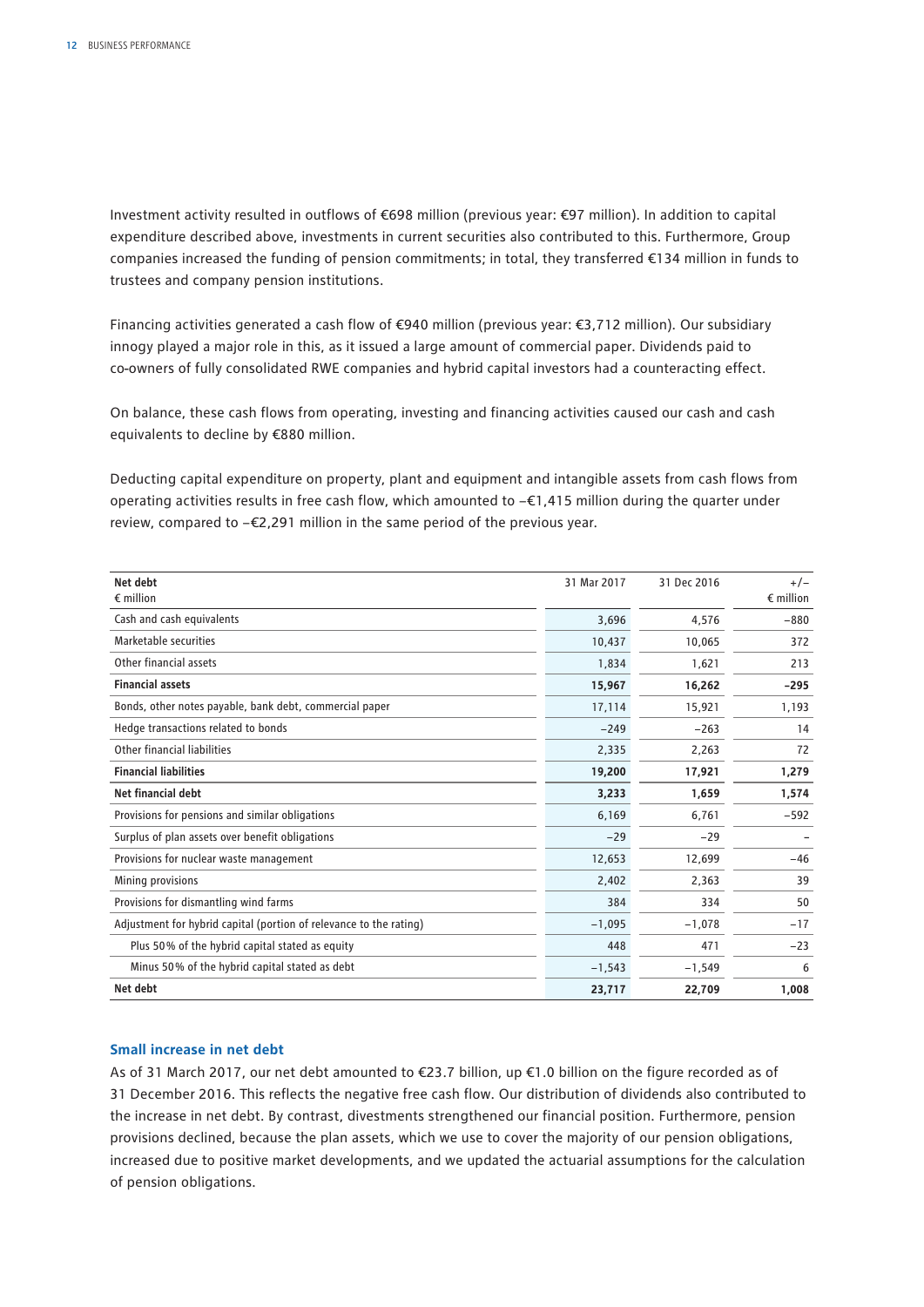Investment activity resulted in outflows of €698 million (previous year: €97 million). In addition to capital expenditure described above, investments in current securities also contributed to this. Furthermore, Group companies increased the funding of pension commitments; in total, they transferred €134 million in funds to trustees and company pension institutions.

Financing activities generated a cash flow of €940 million (previous year: €3,712 million). Our subsidiary innogy played a major role in this, as it issued a large amount of commercial paper. Dividends paid to co-owners of fully consolidated RWE companies and hybrid capital investors had a counteracting effect.

On balance, these cash flows from operating, investing and financing activities caused our cash and cash equivalents to decline by €880 million.

Deducting capital expenditure on property, plant and equipment and intangible assets from cash flows from operating activities results in free cash flow, which amounted to –€1,415 million during the quarter under review, compared to –€2,291 million in the same period of the previous year.

| **Net debt**<br>€ million | 31 Mar 2017 | 31 Dec 2016 | +/–<br>€ million |
|---|---|---|---|
| Cash and cash equivalents | 3,696 | 4,576 | −880 |
| Marketable securities | 10,437 | 10,065 | 372 |
| Other financial assets | 1,834 | 1,621 | 213 |
| **Financial assets** | **15,967** | **16,262** | **−295** |
| Bonds, other notes payable, bank debt, commercial paper | 17,114 | 15,921 | 1,193 |
| Hedge transactions related to bonds | −249 | −263 | 14 |
| Other financial liabilities | 2,335 | 2,263 | 72 |
| **Financial liabilities** | **19,200** | **17,921** | **1,279** |
| **Net financial debt** | **3,233** | **1,659** | **1,574** |
| Provisions for pensions and similar obligations | 6,169 | 6,761 | −592 |
| Surplus of plan assets over benefit obligations | −29 | −29 | – |
| Provisions for nuclear waste management | 12,653 | 12,699 | −46 |
| Mining provisions | 2,402 | 2,363 | 39 |
| Provisions for dismantling wind farms | 384 | 334 | 50 |
| Adjustment for hybrid capital (portion of relevance to the rating) | −1,095 | −1,078 | −17 |
| Plus 50% of the hybrid capital stated as equity | 448 | 471 | −23 |
| Minus 50% of the hybrid capital stated as debt | −1,543 | −1,549 | 6 |
| **Net debt** | **23,717** | **22,709** | **1,008** |

### Small increase in net debt

As of 31 March 2017, our net debt amounted to €23.7 billion, up €1.0 billion on the figure recorded as of 31 December 2016. This reflects the negative free cash flow. Our distribution of dividends also contributed to the increase in net debt. By contrast, divestments strengthened our financial position. Furthermore, pension provisions declined, because the plan assets, which we use to cover the majority of our pension obligations, increased due to positive market developments, and we updated the actuarial assumptions for the calculation of pension obligations.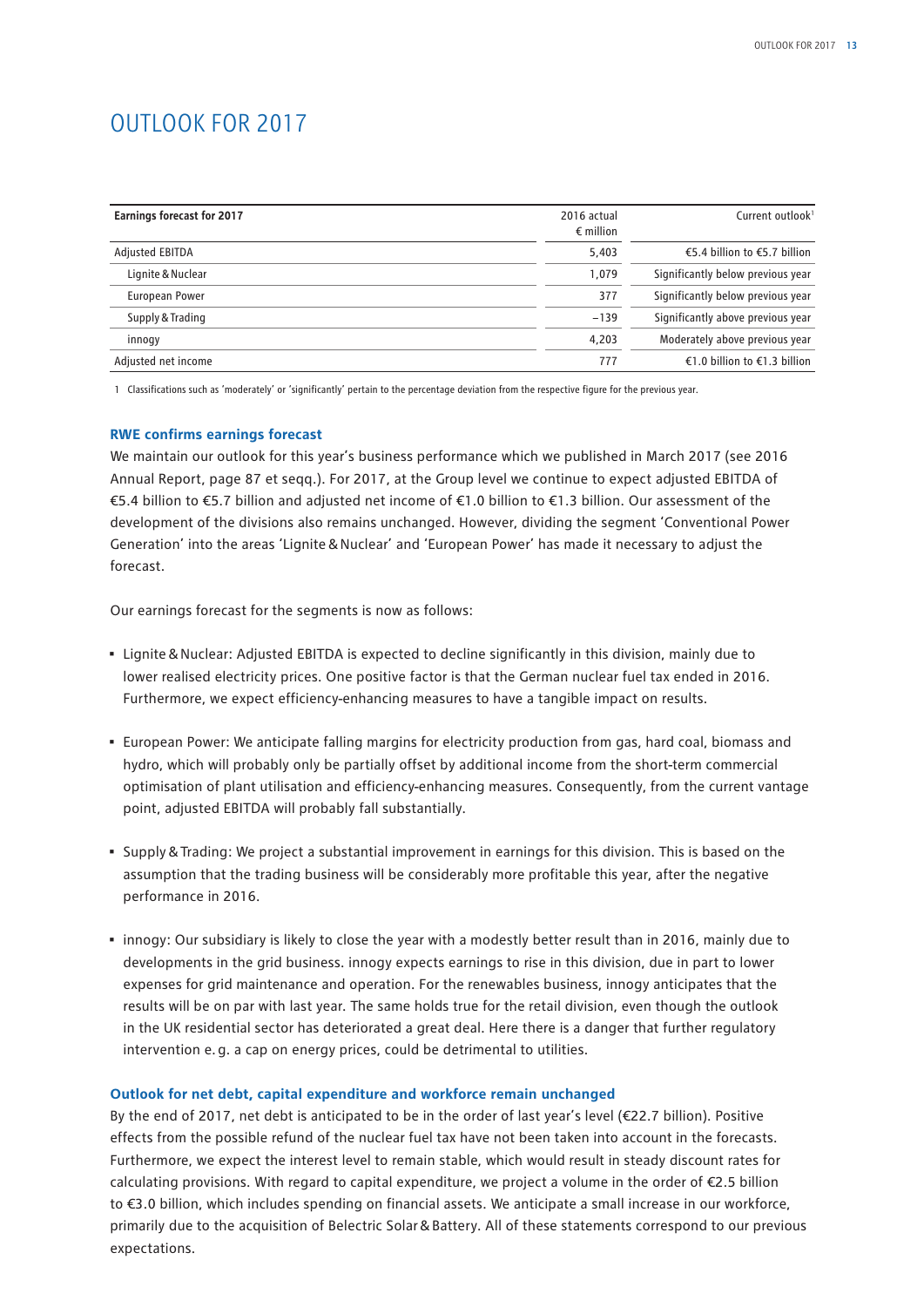# OUTLOOK FOR 2017

| Earnings forecast for 2017 | 2016 actual € million | Current outlook[1] |
|---|---|---|
| Adjusted EBITDA | 5,403 | €5.4 billion to €5.7 billion |
| Lignite & Nuclear | 1,079 | Significantly below previous year |
| European Power | 377 | Significantly below previous year |
| Supply & Trading | −139 | Significantly above previous year |
| innogy | 4,203 | Moderately above previous year |
| Adjusted net income | 777 | €1.0 billion to €1.3 billion |

1 Classifications such as 'moderately' or 'significantly' pertain to the percentage deviation from the respective figure for the previous year.

### RWE confirms earnings forecast

We maintain our outlook for this year's business performance which we published in March 2017 (see 2016 Annual Report, page 87 et seqq.). For 2017, at the Group level we continue to expect adjusted EBITDA of €5.4 billion to €5.7 billion and adjusted net income of €1.0 billion to €1.3 billion. Our assessment of the development of the divisions also remains unchanged. However, dividing the segment 'Conventional Power Generation' into the areas 'Lignite & Nuclear' and 'European Power' has made it necessary to adjust the forecast.

Our earnings forecast for the segments is now as follows:

- Lignite & Nuclear: Adjusted EBITDA is expected to decline significantly in this division, mainly due to lower realised electricity prices. One positive factor is that the German nuclear fuel tax ended in 2016. Furthermore, we expect efficiency-enhancing measures to have a tangible impact on results.
- European Power: We anticipate falling margins for electricity production from gas, hard coal, biomass and hydro, which will probably only be partially offset by additional income from the short-term commercial optimisation of plant utilisation and efficiency-enhancing measures. Consequently, from the current vantage point, adjusted EBITDA will probably fall substantially.
- Supply & Trading: We project a substantial improvement in earnings for this division. This is based on the assumption that the trading business will be considerably more profitable this year, after the negative performance in 2016.
- innogy: Our subsidiary is likely to close the year with a modestly better result than in 2016, mainly due to developments in the grid business. innogy expects earnings to rise in this division, due in part to lower expenses for grid maintenance and operation. For the renewables business, innogy anticipates that the results will be on par with last year. The same holds true for the retail division, even though the outlook in the UK residential sector has deteriorated a great deal. Here there is a danger that further regulatory intervention e. g. a cap on energy prices, could be detrimental to utilities.

### Outlook for net debt, capital expenditure and workforce remain unchanged

By the end of 2017, net debt is anticipated to be in the order of last year's level (€22.7 billion). Positive effects from the possible refund of the nuclear fuel tax have not been taken into account in the forecasts. Furthermore, we expect the interest level to remain stable, which would result in steady discount rates for calculating provisions. With regard to capital expenditure, we project a volume in the order of €2.5 billion to €3.0 billion, which includes spending on financial assets. We anticipate a small increase in our workforce, primarily due to the acquisition of Belectric Solar & Battery. All of these statements correspond to our previous expectations.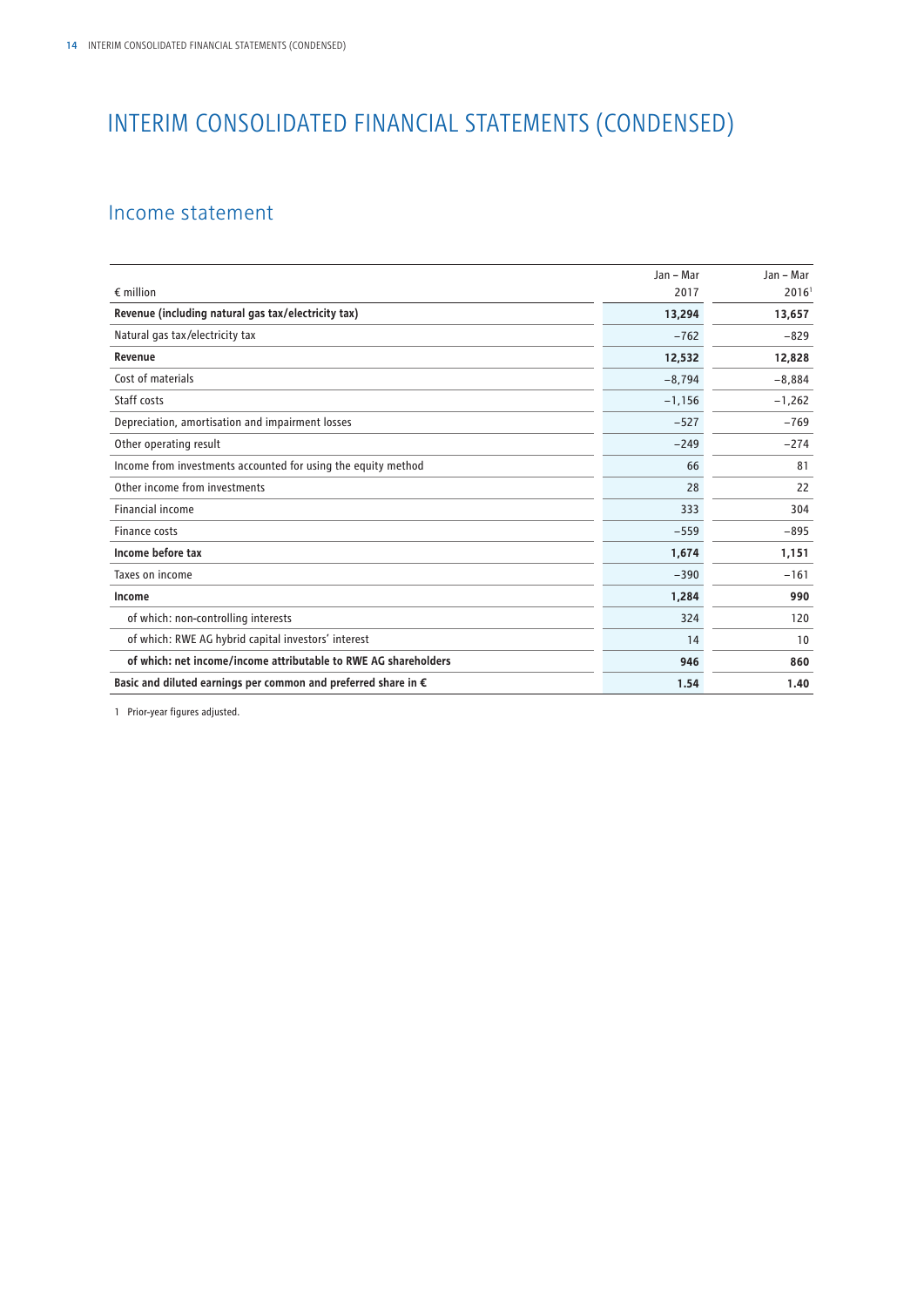# INTERIM CONSOLIDATED FINANCIAL STATEMENTS (CONDENSED)

## Income statement

| € million | Jan – Mar 2017 | Jan – Mar 2016[1] |
|---|---|---|
| **Revenue (including natural gas tax/electricity tax)** | **13,294** | **13,657** |
| Natural gas tax/electricity tax | −762 | −829 |
| **Revenue** | **12,532** | **12,828** |
| Cost of materials | −8,794 | −8,884 |
| Staff costs | −1,156 | −1,262 |
| Depreciation, amortisation and impairment losses | −527 | −769 |
| Other operating result | −249 | −274 |
| Income from investments accounted for using the equity method | 66 | 81 |
| Other income from investments | 28 | 22 |
| Financial income | 333 | 304 |
| Finance costs | −559 | −895 |
| **Income before tax** | **1,674** | **1,151** |
| Taxes on income | −390 | −161 |
| **Income** | **1,284** | **990** |
| of which: non-controlling interests | 324 | 120 |
| of which: RWE AG hybrid capital investors' interest | 14 | 10 |
| **of which: net income/income attributable to RWE AG shareholders** | **946** | **860** |
| **Basic and diluted earnings per common and preferred share in €** | **1.54** | **1.40** |

1 Prior-year figures adjusted.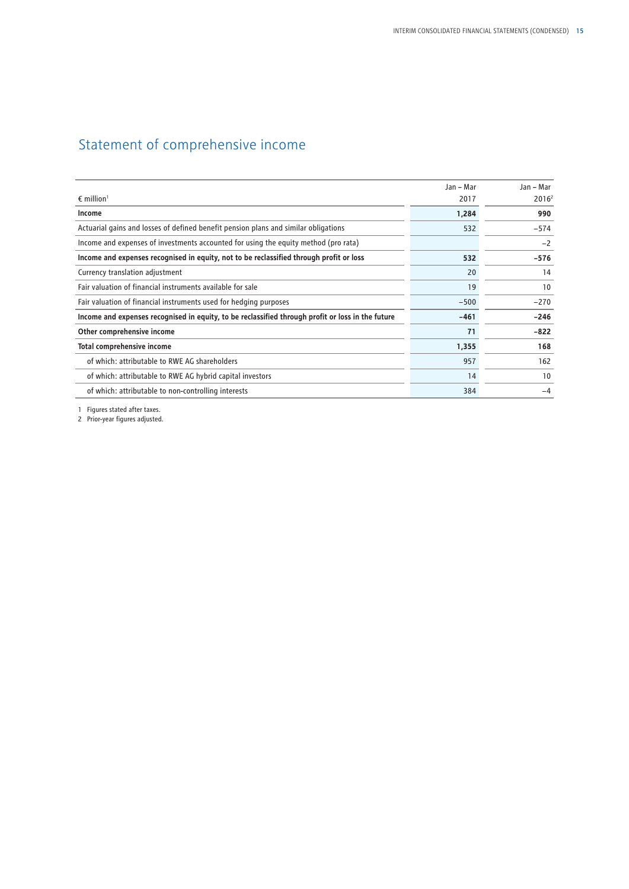# Statement of comprehensive income

| € million[1] | Jan – Mar 2017 | Jan – Mar 2016[2] |
|---|---|---|
| **Income** | **1,284** | **990** |
| Actuarial gains and losses of defined benefit pension plans and similar obligations | 532 | −574 |
| Income and expenses of investments accounted for using the equity method (pro rata) | | −2 |
| **Income and expenses recognised in equity, not to be reclassified through profit or loss** | **532** | **−576** |
| Currency translation adjustment | 20 | 14 |
| Fair valuation of financial instruments available for sale | 19 | 10 |
| Fair valuation of financial instruments used for hedging purposes | −500 | −270 |
| **Income and expenses recognised in equity, to be reclassified through profit or loss in the future** | **−461** | **−246** |
| **Other comprehensive income** | **71** | **−822** |
| **Total comprehensive income** | **1,355** | **168** |
| of which: attributable to RWE AG shareholders | 957 | 162 |
| of which: attributable to RWE AG hybrid capital investors | 14 | 10 |
| of which: attributable to non-controlling interests | 384 | −4 |

1 Figures stated after taxes.
2 Prior-year figures adjusted.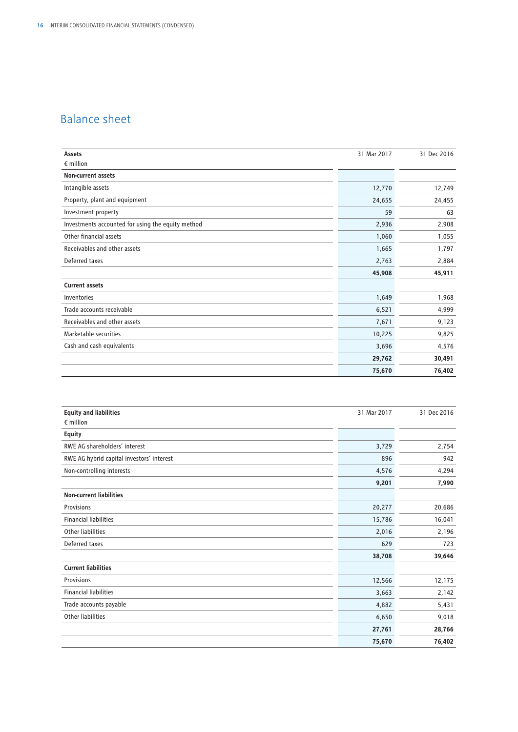# Balance sheet

| Assets<br>€ million | 31 Mar 2017 | 31 Dec 2016 |
|---|---|---|
| **Non-current assets** | | |
| Intangible assets | 12,770 | 12,749 |
| Property, plant and equipment | 24,655 | 24,455 |
| Investment property | 59 | 63 |
| Investments accounted for using the equity method | 2,936 | 2,908 |
| Other financial assets | 1,060 | 1,055 |
| Receivables and other assets | 1,665 | 1,797 |
| Deferred taxes | 2,763 | 2,884 |
| | **45,908** | **45,911** |
| **Current assets** | | |
| Inventories | 1,649 | 1,968 |
| Trade accounts receivable | 6,521 | 4,999 |
| Receivables and other assets | 7,671 | 9,123 |
| Marketable securities | 10,225 | 9,825 |
| Cash and cash equivalents | 3,696 | 4,576 |
| | **29,762** | **30,491** |
| | **75,670** | **76,402** |

| Equity and liabilities<br>€ million | 31 Mar 2017 | 31 Dec 2016 |
|---|---|---|
| **Equity** | | |
| RWE AG shareholders' interest | 3,729 | 2,754 |
| RWE AG hybrid capital investors' interest | 896 | 942 |
| Non-controlling interests | 4,576 | 4,294 |
| | **9,201** | **7,990** |
| **Non-current liabilities** | | |
| Provisions | 20,277 | 20,686 |
| Financial liabilities | 15,786 | 16,041 |
| Other liabilities | 2,016 | 2,196 |
| Deferred taxes | 629 | 723 |
| | **38,708** | **39,646** |
| **Current liabilities** | | |
| Provisions | 12,566 | 12,175 |
| Financial liabilities | 3,663 | 2,142 |
| Trade accounts payable | 4,882 | 5,431 |
| Other liabilities | 6,650 | 9,018 |
| | **27,761** | **28,766** |
| | **75,670** | **76,402** |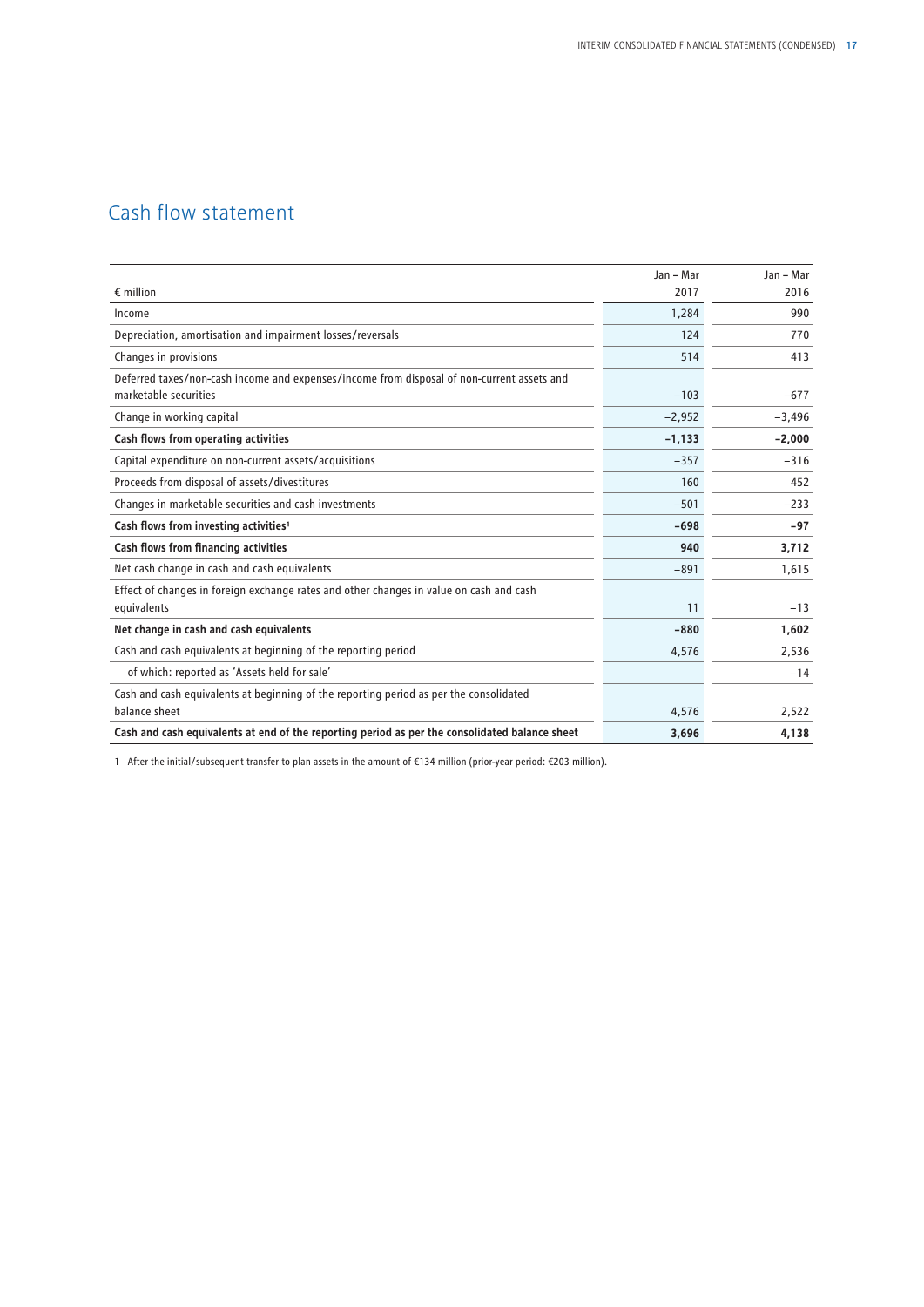# Cash flow statement

| € million | Jan – Mar 2017 | Jan – Mar 2016 |
|---|---|---|
| Income | 1,284 | 990 |
| Depreciation, amortisation and impairment losses/reversals | 124 | 770 |
| Changes in provisions | 514 | 413 |
| Deferred taxes/non-cash income and expenses/income from disposal of non-current assets and marketable securities | −103 | −677 |
| Change in working capital | −2,952 | −3,496 |
| **Cash flows from operating activities** | **−1,133** | **−2,000** |
| Capital expenditure on non-current assets/acquisitions | −357 | −316 |
| Proceeds from disposal of assets/divestitures | 160 | 452 |
| Changes in marketable securities and cash investments | −501 | −233 |
| **Cash flows from investing activities[1]** | **−698** | **−97** |
| **Cash flows from financing activities** | **940** | **3,712** |
| Net cash change in cash and cash equivalents | −891 | 1,615 |
| Effect of changes in foreign exchange rates and other changes in value on cash and cash equivalents | 11 | −13 |
| **Net change in cash and cash equivalents** | **−880** | **1,602** |
| Cash and cash equivalents at beginning of the reporting period | 4,576 | 2,536 |
| of which: reported as 'Assets held for sale' | | −14 |
| Cash and cash equivalents at beginning of the reporting period as per the consolidated balance sheet | 4,576 | 2,522 |
| **Cash and cash equivalents at end of the reporting period as per the consolidated balance sheet** | **3,696** | **4,138** |

1 After the initial/subsequent transfer to plan assets in the amount of €134 million (prior-year period: €203 million).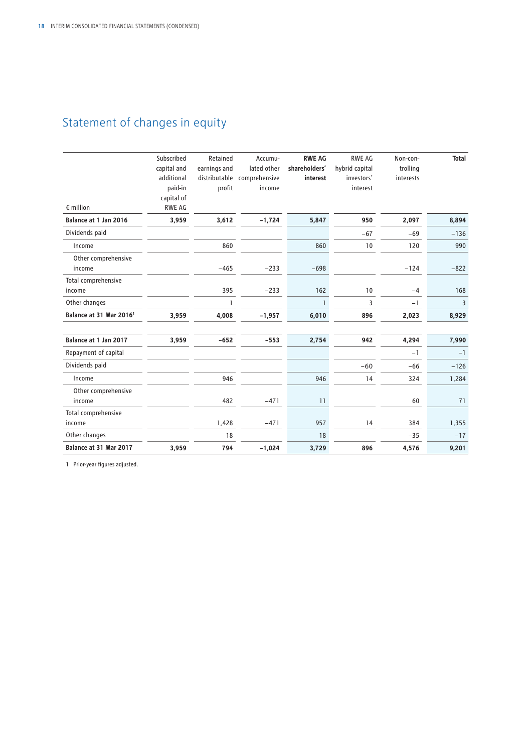# Statement of changes in equity

| € million | Subscribed capital and additional paid-in capital of RWE AG | Retained earnings and distributable profit | Accumulated other comprehensive income | **RWE AG shareholders' interest** | RWE AG hybrid capital investors' interest | Non-controlling interests | **Total** |
|---|---|---|---|---|---|---|---|
| **Balance at 1 Jan 2016** | **3,959** | **3,612** | **−1,724** | **5,847** | **950** | **2,097** | **8,894** |
| Dividends paid | | | | | −67 | −69 | −136 |
| Income | | 860 | | 860 | 10 | 120 | 990 |
| Other comprehensive income | | −465 | −233 | −698 | | −124 | −822 |
| Total comprehensive income | | 395 | −233 | 162 | 10 | −4 | 168 |
| Other changes | | 1 | | 1 | 3 | −1 | 3 |
| **Balance at 31 Mar 2016**[1] | **3,959** | **4,008** | **−1,957** | **6,010** | **896** | **2,023** | **8,929** |
| | | | | | | | |
| **Balance at 1 Jan 2017** | **3,959** | **−652** | **−553** | **2,754** | **942** | **4,294** | **7,990** |
| Repayment of capital | | | | | | −1 | −1 |
| Dividends paid | | | | | −60 | −66 | −126 |
| Income | | 946 | | 946 | 14 | 324 | 1,284 |
| Other comprehensive income | | 482 | −471 | 11 | | 60 | 71 |
| Total comprehensive income | | 1,428 | −471 | 957 | 14 | 384 | 1,355 |
| Other changes | | 18 | | 18 | | −35 | −17 |
| **Balance at 31 Mar 2017** | **3,959** | **794** | **−1,024** | **3,729** | **896** | **4,576** | **9,201** |

1 Prior-year figures adjusted.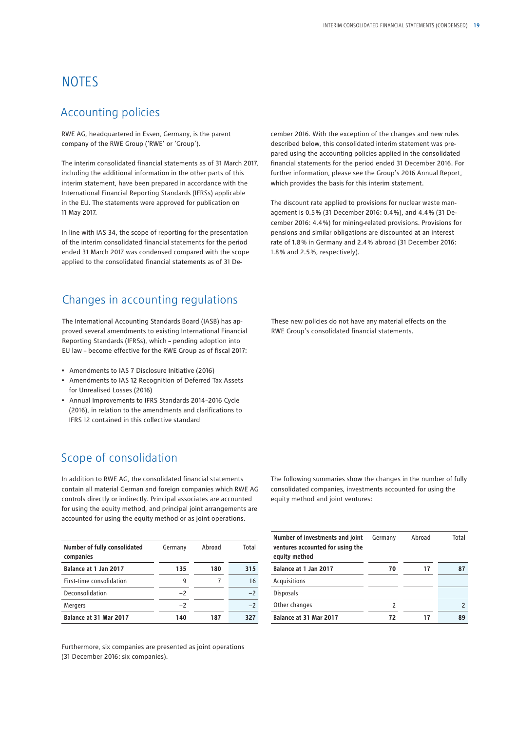# NOTES

## Accounting policies

RWE AG, headquartered in Essen, Germany, is the parent company of the RWE Group ('RWE' or 'Group').

The interim consolidated financial statements as of 31 March 2017, including the additional information in the other parts of this interim statement, have been prepared in accordance with the International Financial Reporting Standards (IFRSs) applicable in the EU. The statements were approved for publication on 11 May 2017.

In line with IAS 34, the scope of reporting for the presentation of the interim consolidated financial statements for the period ended 31 March 2017 was condensed compared with the scope applied to the consolidated financial statements as of 31 December 2016. With the exception of the changes and new rules described below, this consolidated interim statement was prepared using the accounting policies applied in the consolidated financial statements for the period ended 31 December 2016. For further information, please see the Group's 2016 Annual Report, which provides the basis for this interim statement.

The discount rate applied to provisions for nuclear waste management is 0.5% (31 December 2016: 0.4%), and 4.4% (31 December 2016: 4.4%) for mining-related provisions. Provisions for pensions and similar obligations are discounted at an interest rate of 1.8% in Germany and 2.4% abroad (31 December 2016: 1.8% and 2.5%, respectively).

## Changes in accounting regulations

The International Accounting Standards Board (IASB) has approved several amendments to existing International Financial Reporting Standards (IFRSs), which – pending adoption into EU law – become effective for the RWE Group as of fiscal 2017:

- Amendments to IAS 7 Disclosure Initiative (2016)
- Amendments to IAS 12 Recognition of Deferred Tax Assets for Unrealised Losses (2016)
- Annual Improvements to IFRS Standards 2014–2016 Cycle (2016), in relation to the amendments and clarifications to IFRS 12 contained in this collective standard

These new policies do not have any material effects on the RWE Group's consolidated financial statements.

## Scope of consolidation

In addition to RWE AG, the consolidated financial statements contain all material German and foreign companies which RWE AG controls directly or indirectly. Principal associates are accounted for using the equity method, and principal joint arrangements are accounted for using the equity method or as joint operations.

The following summaries show the changes in the number of fully consolidated companies, investments accounted for using the equity method and joint ventures:

| **Number of fully consolidated companies** | Germany | Abroad | Total |
|---|---|---|---|
| **Balance at 1 Jan 2017** | **135** | **180** | **315** |
| First-time consolidation | 9 | 7 | 16 |
| Deconsolidation | −2 | | −2 |
| Mergers | −2 | | −2 |
| **Balance at 31 Mar 2017** | **140** | **187** | **327** |

| **Number of investments and joint ventures accounted for using the equity method** | Germany | Abroad | Total |
|---|---|---|---|
| **Balance at 1 Jan 2017** | **70** | **17** | **87** |
| Acquisitions | | | |
| Disposals | | | |
| Other changes | 2 | | 2 |
| **Balance at 31 Mar 2017** | **72** | **17** | **89** |

Furthermore, six companies are presented as joint operations (31 December 2016: six companies).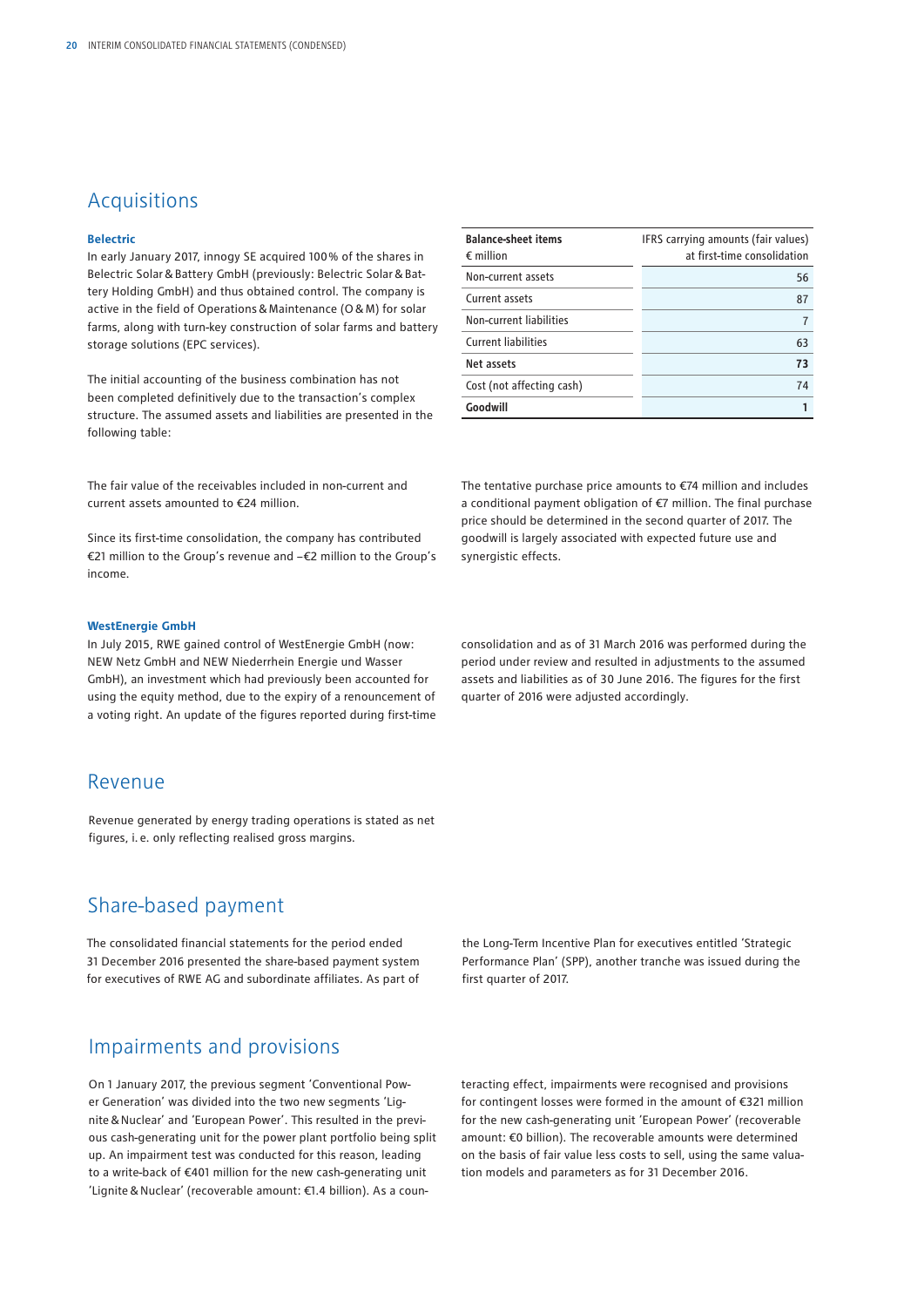## Acquisitions

### Belectric

In early January 2017, innogy SE acquired 100% of the shares in Belectric Solar & Battery GmbH (previously: Belectric Solar & Battery Holding GmbH) and thus obtained control. The company is active in the field of Operations & Maintenance (O & M) for solar farms, along with turn-key construction of solar farms and battery storage solutions (EPC services).

The initial accounting of the business combination has not been completed definitively due to the transaction's complex structure. The assumed assets and liabilities are presented in the following table:

| **Balance-sheet items** € million | IFRS carrying amounts (fair values) at first-time consolidation |
|---|---|
| Non-current assets | 56 |
| Current assets | 87 |
| Non-current liabilities | 7 |
| Current liabilities | 63 |
| **Net assets** | **73** |
| Cost (not affecting cash) | 74 |
| **Goodwill** | **1** |

The fair value of the receivables included in non-current and current assets amounted to €24 million.

Since its first-time consolidation, the company has contributed €21 million to the Group's revenue and –€2 million to the Group's income.

The tentative purchase price amounts to €74 million and includes a conditional payment obligation of €7 million. The final purchase price should be determined in the second quarter of 2017. The goodwill is largely associated with expected future use and synergistic effects.

### WestEnergie GmbH

In July 2015, RWE gained control of WestEnergie GmbH (now: NEW Netz GmbH and NEW Niederrhein Energie und Wasser GmbH), an investment which had previously been accounted for using the equity method, due to the expiry of a renouncement of a voting right. An update of the figures reported during first-time consolidation and as of 31 March 2016 was performed during the period under review and resulted in adjustments to the assumed assets and liabilities as of 30 June 2016. The figures for the first quarter of 2016 were adjusted accordingly.

## Revenue

Revenue generated by energy trading operations is stated as net figures, i. e. only reflecting realised gross margins.

## Share-based payment

The consolidated financial statements for the period ended 31 December 2016 presented the share-based payment system for executives of RWE AG and subordinate affiliates. As part of the Long-Term Incentive Plan for executives entitled 'Strategic Performance Plan' (SPP), another tranche was issued during the first quarter of 2017.

## Impairments and provisions

On 1 January 2017, the previous segment 'Conventional Power Generation' was divided into the two new segments 'Lignite & Nuclear' and 'European Power'. This resulted in the previous cash-generating unit for the power plant portfolio being split up. An impairment test was conducted for this reason, leading to a write-back of €401 million for the new cash-generating unit 'Lignite & Nuclear' (recoverable amount: €1.4 billion). As a counteracting effect, impairments were recognised and provisions for contingent losses were formed in the amount of €321 million for the new cash-generating unit 'European Power' (recoverable amount: €0 billion). The recoverable amounts were determined on the basis of fair value less costs to sell, using the same valuation models and parameters as for 31 December 2016.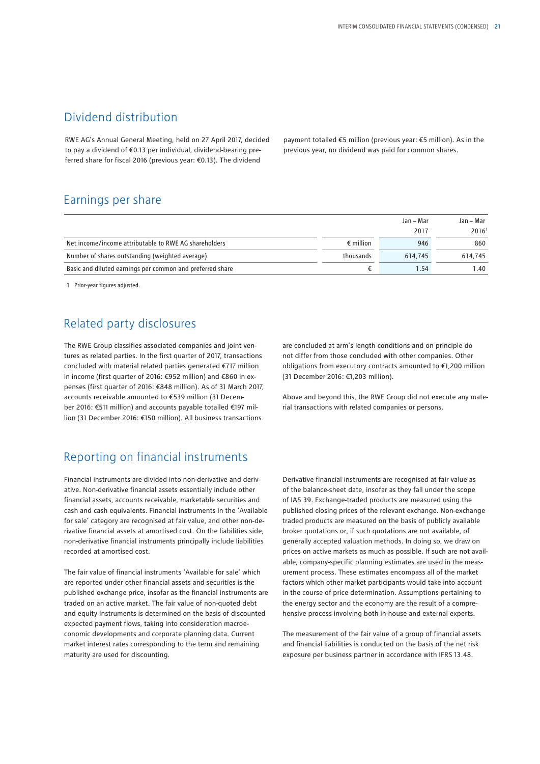## Dividend distribution

RWE AG's Annual General Meeting, held on 27 April 2017, decided to pay a dividend of €0.13 per individual, dividend-bearing preferred share for fiscal 2016 (previous year: €0.13). The dividend payment totalled €5 million (previous year: €5 million). As in the previous year, no dividend was paid for common shares.

## Earnings per share

| | | Jan – Mar 2017 | Jan – Mar 2016[1] |
|---|---|---|---|
| Net income/income attributable to RWE AG shareholders | € million | 946 | 860 |
| Number of shares outstanding (weighted average) | thousands | 614,745 | 614,745 |
| Basic and diluted earnings per common and preferred share | € | 1.54 | 1.40 |

1 Prior-year figures adjusted.

## Related party disclosures

The RWE Group classifies associated companies and joint ventures as related parties. In the first quarter of 2017, transactions concluded with material related parties generated €717 million in income (first quarter of 2016: €952 million) and €860 in expenses (first quarter of 2016: €848 million). As of 31 March 2017, accounts receivable amounted to €539 million (31 December 2016: €511 million) and accounts payable totalled €197 million (31 December 2016: €150 million). All business transactions are concluded at arm's length conditions and on principle do not differ from those concluded with other companies. Other obligations from executory contracts amounted to €1,200 million (31 December 2016: €1,203 million).

Above and beyond this, the RWE Group did not execute any material transactions with related companies or persons.

## Reporting on financial instruments

Financial instruments are divided into non-derivative and derivative. Non-derivative financial assets essentially include other financial assets, accounts receivable, marketable securities and cash and cash equivalents. Financial instruments in the 'Available for sale' category are recognised at fair value, and other non-derivative financial assets at amortised cost. On the liabilities side, non-derivative financial instruments principally include liabilities recorded at amortised cost.

The fair value of financial instruments 'Available for sale' which are reported under other financial assets and securities is the published exchange price, insofar as the financial instruments are traded on an active market. The fair value of non-quoted debt and equity instruments is determined on the basis of discounted expected payment flows, taking into consideration macroeconomic developments and corporate planning data. Current market interest rates corresponding to the term and remaining maturity are used for discounting.

Derivative financial instruments are recognised at fair value as of the balance-sheet date, insofar as they fall under the scope of IAS 39. Exchange-traded products are measured using the published closing prices of the relevant exchange. Non-exchange traded products are measured on the basis of publicly available broker quotations or, if such quotations are not available, of generally accepted valuation methods. In doing so, we draw on prices on active markets as much as possible. If such are not available, company-specific planning estimates are used in the measurement process. These estimates encompass all of the market factors which other market participants would take into account in the course of price determination. Assumptions pertaining to the energy sector and the economy are the result of a comprehensive process involving both in-house and external experts.

The measurement of the fair value of a group of financial assets and financial liabilities is conducted on the basis of the net risk exposure per business partner in accordance with IFRS 13.48.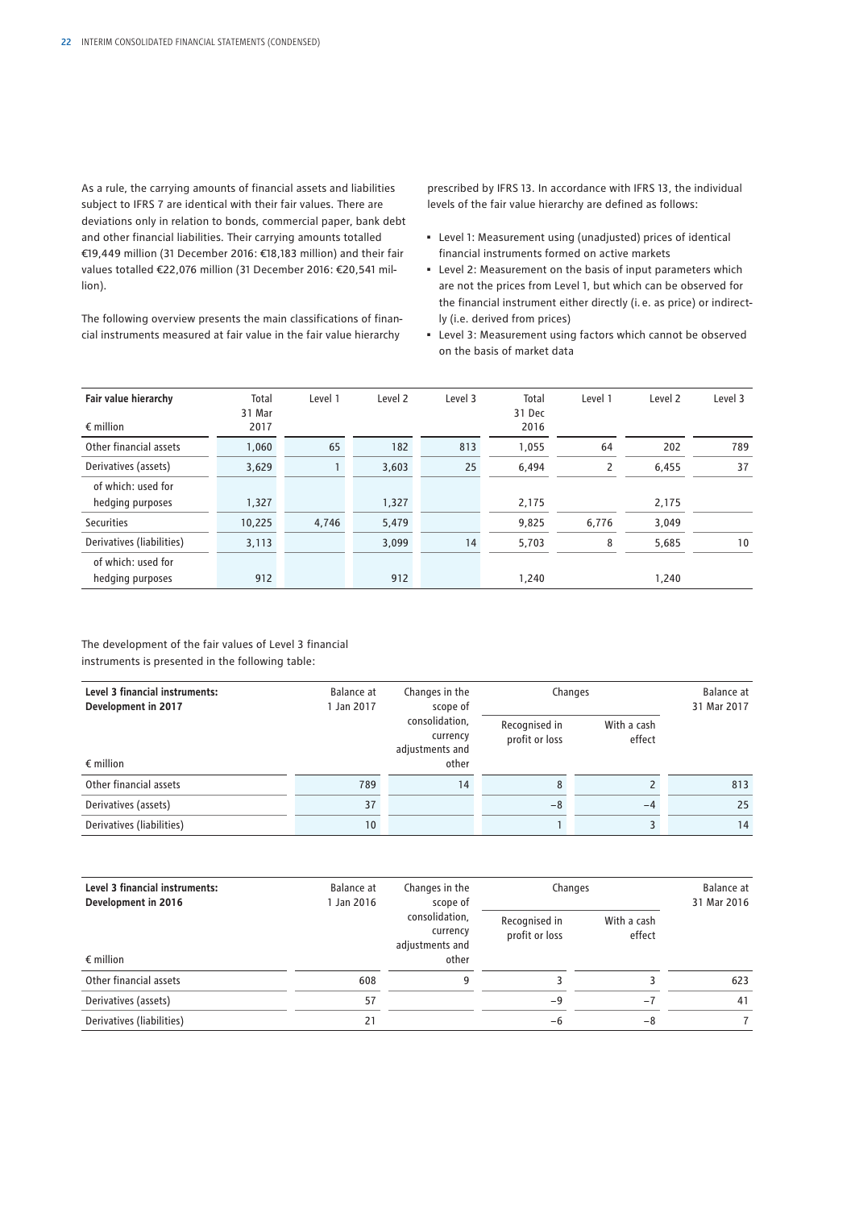As a rule, the carrying amounts of financial assets and liabilities subject to IFRS 7 are identical with their fair values. There are deviations only in relation to bonds, commercial paper, bank debt and other financial liabilities. Their carrying amounts totalled €19,449 million (31 December 2016: €18,183 million) and their fair values totalled €22,076 million (31 December 2016: €20,541 million).

The following overview presents the main classifications of financial instruments measured at fair value in the fair value hierarchy prescribed by IFRS 13. In accordance with IFRS 13, the individual levels of the fair value hierarchy are defined as follows:

- Level 1: Measurement using (unadjusted) prices of identical financial instruments formed on active markets
- Level 2: Measurement on the basis of input parameters which are not the prices from Level 1, but which can be observed for the financial instrument either directly (i. e. as price) or indirectly (i.e. derived from prices)
- Level 3: Measurement using factors which cannot be observed on the basis of market data

| Fair value hierarchy<br>€ million | Total 31 Mar 2017 | Level 1 | Level 2 | Level 3 | Total 31 Dec 2016 | Level 1 | Level 2 | Level 3 |
|---|---|---|---|---|---|---|---|---|
| Other financial assets | 1,060 | 65 | 182 | 813 | 1,055 | 64 | 202 | 789 |
| Derivatives (assets) | 3,629 | 1 | 3,603 | 25 | 6,494 | 2 | 6,455 | 37 |
| of which: used for hedging purposes | 1,327 | | 1,327 | | 2,175 | | 2,175 | |
| Securities | 10,225 | 4,746 | 5,479 | | 9,825 | 6,776 | 3,049 | |
| Derivatives (liabilities) | 3,113 | | 3,099 | 14 | 5,703 | 8 | 5,685 | 10 |
| of which: used for hedging purposes | 912 | | 912 | | 1,240 | | 1,240 | |

The development of the fair values of Level 3 financial instruments is presented in the following table:

| Level 3 financial instruments: Development in 2017<br>€ million | Balance at 1 Jan 2017 | Changes in the scope of consolidation, currency adjustments and other | Changes | | Balance at 31 Mar 2017 |
|---|---|---|---|---|---|
| | | | Recognised in profit or loss | With a cash effect | |
| Other financial assets | 789 | 14 | 8 | 2 | 813 |
| Derivatives (assets) | 37 | | −8 | −4 | 25 |
| Derivatives (liabilities) | 10 | | 1 | 3 | 14 |

| Level 3 financial instruments: Development in 2016<br>€ million | Balance at 1 Jan 2016 | Changes in the scope of consolidation, currency adjustments and other | Changes | | Balance at 31 Mar 2016 |
|---|---|---|---|---|---|
| | | | Recognised in profit or loss | With a cash effect | |
| Other financial assets | 608 | 9 | 3 | 3 | 623 |
| Derivatives (assets) | 57 | | −9 | −7 | 41 |
| Derivatives (liabilities) | 21 | | −6 | −8 | 7 |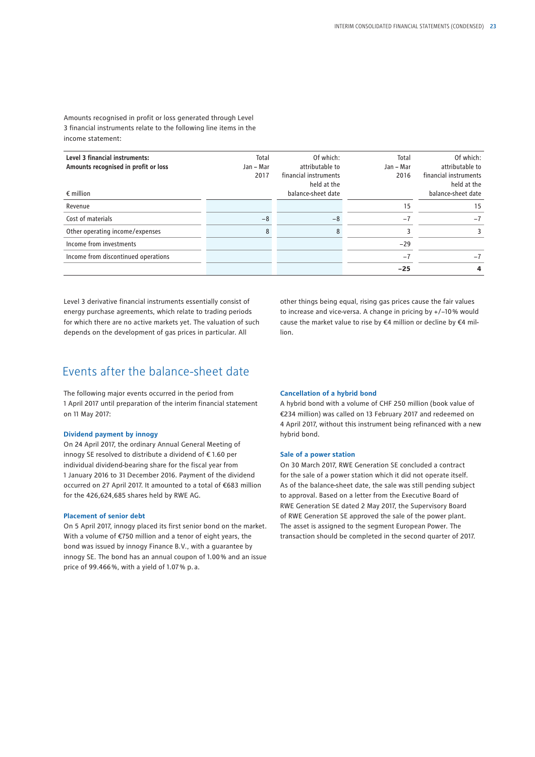Amounts recognised in profit or loss generated through Level 3 financial instruments relate to the following line items in the income statement:

| **Level 3 financial instruments: Amounts recognised in profit or loss**<br>€ million | Total Jan – Mar 2017 | Of which: attributable to financial instruments held at the balance-sheet date | Total Jan – Mar 2016 | Of which: attributable to financial instruments held at the balance-sheet date |
|---|---|---|---|---|
| Revenue | | | 15 | 15 |
| Cost of materials | −8 | −8 | −7 | −7 |
| Other operating income/expenses | 8 | 8 | 3 | 3 |
| Income from investments | | | −29 | |
| Income from discontinued operations | | | −7 | −7 |
| | | | **−25** | **4** |

Level 3 derivative financial instruments essentially consist of energy purchase agreements, which relate to trading periods for which there are no active markets yet. The valuation of such depends on the development of gas prices in particular. All other things being equal, rising gas prices cause the fair values to increase and vice-versa. A change in pricing by +/−10 % would cause the market value to rise by €4 million or decline by €4 million.

## Events after the balance-sheet date

The following major events occurred in the period from 1 April 2017 until preparation of the interim financial statement on 11 May 2017:

**Dividend payment by innogy**
On 24 April 2017, the ordinary Annual General Meeting of innogy SE resolved to distribute a dividend of € 1.60 per individual dividend-bearing share for the fiscal year from 1 January 2016 to 31 December 2016. Payment of the dividend occurred on 27 April 2017. It amounted to a total of €683 million for the 426,624,685 shares held by RWE AG.

**Placement of senior debt**
On 5 April 2017, innogy placed its first senior bond on the market. With a volume of €750 million and a tenor of eight years, the bond was issued by innogy Finance B.V., with a guarantee by innogy SE. The bond has an annual coupon of 1.00 % and an issue price of 99.466 %, with a yield of 1.07 % p. a.

**Cancellation of a hybrid bond**
A hybrid bond with a volume of CHF 250 million (book value of €234 million) was called on 13 February 2017 and redeemed on 4 April 2017, without this instrument being refinanced with a new hybrid bond.

**Sale of a power station**
On 30 March 2017, RWE Generation SE concluded a contract for the sale of a power station which it did not operate itself. As of the balance-sheet date, the sale was still pending subject to approval. Based on a letter from the Executive Board of RWE Generation SE dated 2 May 2017, the Supervisory Board of RWE Generation SE approved the sale of the power plant. The asset is assigned to the segment European Power. The transaction should be completed in the second quarter of 2017.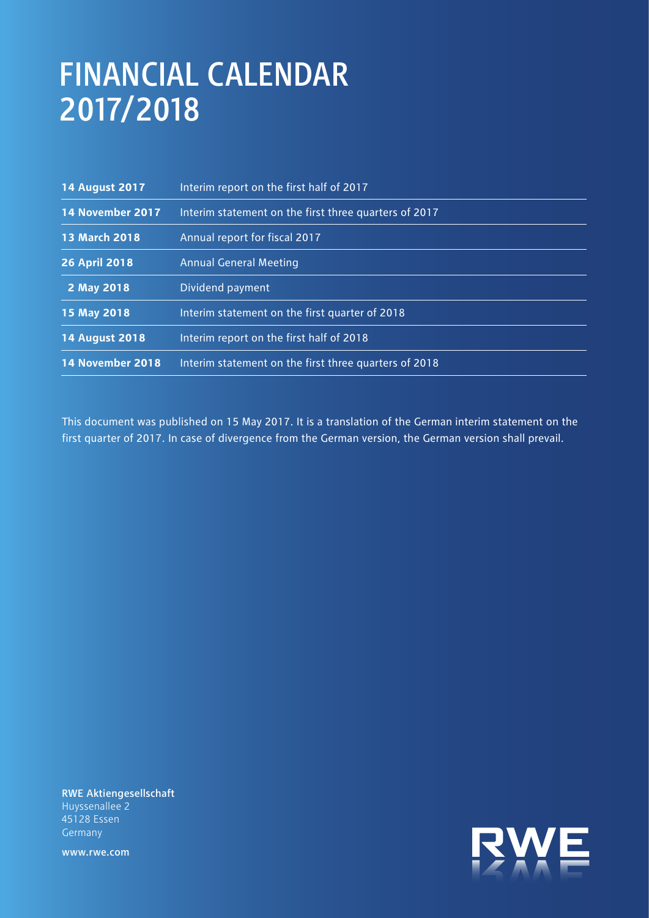# FINANCIAL CALENDAR 2017/2018

| | |
|---|---|
| **14 August 2017** | Interim report on the first half of 2017 |
| **14 November 2017** | Interim statement on the first three quarters of 2017 |
| **13 March 2018** | Annual report for fiscal 2017 |
| **26 April 2018** | Annual General Meeting |
| **2 May 2018** | Dividend payment |
| **15 May 2018** | Interim statement on the first quarter of 2018 |
| **14 August 2018** | Interim report on the first half of 2018 |
| **14 November 2018** | Interim statement on the first three quarters of 2018 |

This document was published on 15 May 2017. It is a translation of the German interim statement on the first quarter of 2017. In case of divergence from the German version, the German version shall prevail.

**RWE Aktiengesellschaft**
Huyssenallee 2
45128 Essen
Germany

**www.rwe.com**